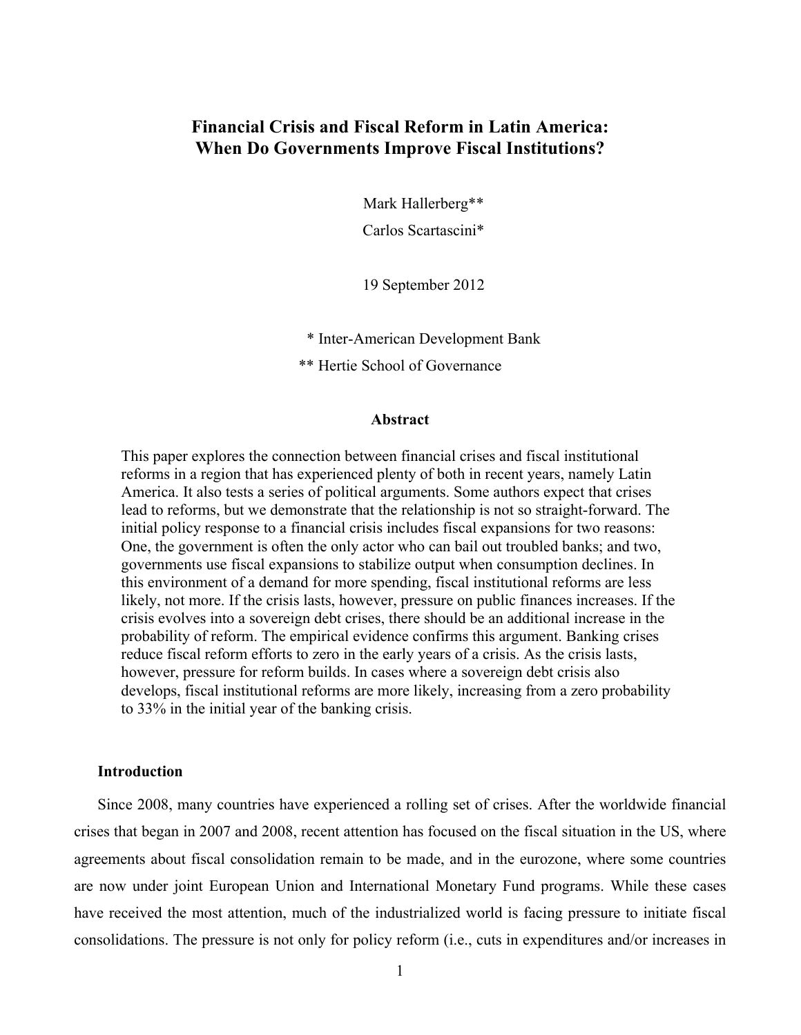# Financial Crisis and Fiscal Reform in Latin America: When Do Governments Improve Fiscal Institutions?

Mark Hallerberg**

Carlos Scartascini*

19 September 2012

\* Inter-American Development Bank

\*\* Hertie School of Governance

## Abstract

This paper explores the connection between financial crises and fiscal institutional reforms in a region that has experienced plenty of both in recent years, namely Latin America. It also tests a series of political arguments. Some authors expect that crises lead to reforms, but we demonstrate that the relationship is not so straight-forward. The initial policy response to a financial crisis includes fiscal expansions for two reasons: One, the government is often the only actor who can bail out troubled banks; and two, governments use fiscal expansions to stabilize output when consumption declines. In this environment of a demand for more spending, fiscal institutional reforms are less likely, not more. If the crisis lasts, however, pressure on public finances increases. If the crisis evolves into a sovereign debt crises, there should be an additional increase in the probability of reform. The empirical evidence confirms this argument. Banking crises reduce fiscal reform efforts to zero in the early years of a crisis. As the crisis lasts, however, pressure for reform builds. In cases where a sovereign debt crisis also develops, fiscal institutional reforms are more likely, increasing from a zero probability to 33% in the initial year of the banking crisis.

## Introduction

Since 2008, many countries have experienced a rolling set of crises. After the worldwide financial crises that began in 2007 and 2008, recent attention has focused on the fiscal situation in the US, where agreements about fiscal consolidation remain to be made, and in the eurozone, where some countries are now under joint European Union and International Monetary Fund programs. While these cases have received the most attention, much of the industrialized world is facing pressure to initiate fiscal consolidations. The pressure is not only for policy reform (i.e., cuts in expenditures and/or increases in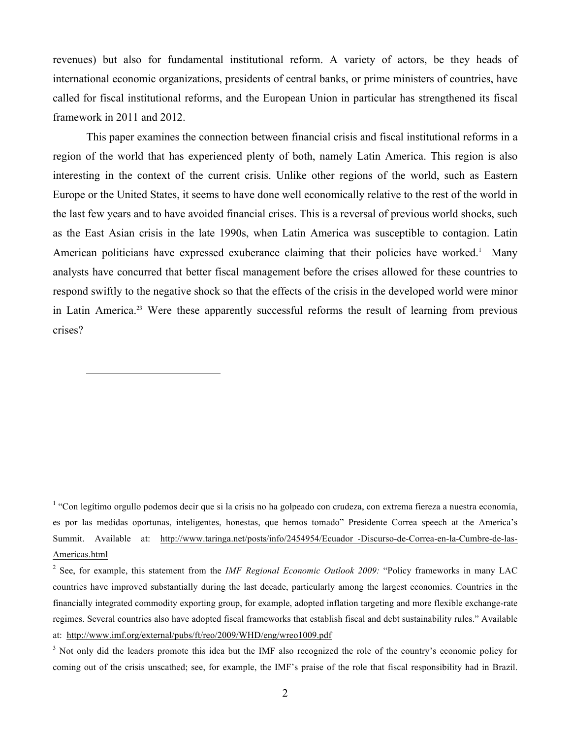revenues) but also for fundamental institutional reform. A variety of actors, be they heads of international economic organizations, presidents of central banks, or prime ministers of countries, have called for fiscal institutional reforms, and the European Union in particular has strengthened its fiscal framework in 2011 and 2012.

This paper examines the connection between financial crisis and fiscal institutional reforms in a region of the world that has experienced plenty of both, namely Latin America. This region is also interesting in the context of the current crisis. Unlike other regions of the world, such as Eastern Europe or the United States, it seems to have done well economically relative to the rest of the world in the last few years and to have avoided financial crises. This is a reversal of previous world shocks, such as the East Asian crisis in the late 1990s, when Latin America was susceptible to contagion. Latin American politicians have expressed exuberance claiming that their policies have worked.[1] Many analysts have concurred that better fiscal management before the crises allowed for these countries to respond swiftly to the negative shock so that the effects of the crisis in the developed world were minor in Latin America.[23] Were these apparently successful reforms the result of learning from previous crises?

---

[1] "Con legítimo orgullo podemos decir que si la crisis no ha golpeado con crudeza, con extrema fiereza a nuestra economía, es por las medidas oportunas, inteligentes, honestas, que hemos tomado" Presidente Correa speech at the America's Summit. Available at: http://www.taringa.net/posts/info/2454954/Ecuador_-Discurso-de-Correa-en-la-Cumbre-de-las-Americas.html

[2] See, for example, this statement from the *IMF Regional Economic Outlook 2009:* "Policy frameworks in many LAC countries have improved substantially during the last decade, particularly among the largest economies. Countries in the financially integrated commodity exporting group, for example, adopted inflation targeting and more flexible exchange-rate regimes. Several countries also have adopted fiscal frameworks that establish fiscal and debt sustainability rules." Available at: http://www.imf.org/external/pubs/ft/reo/2009/WHD/eng/wreo1009.pdf

[3] Not only did the leaders promote this idea but the IMF also recognized the role of the country's economic policy for coming out of the crisis unscathed; see, for example, the IMF's praise of the role that fiscal responsibility had in Brazil.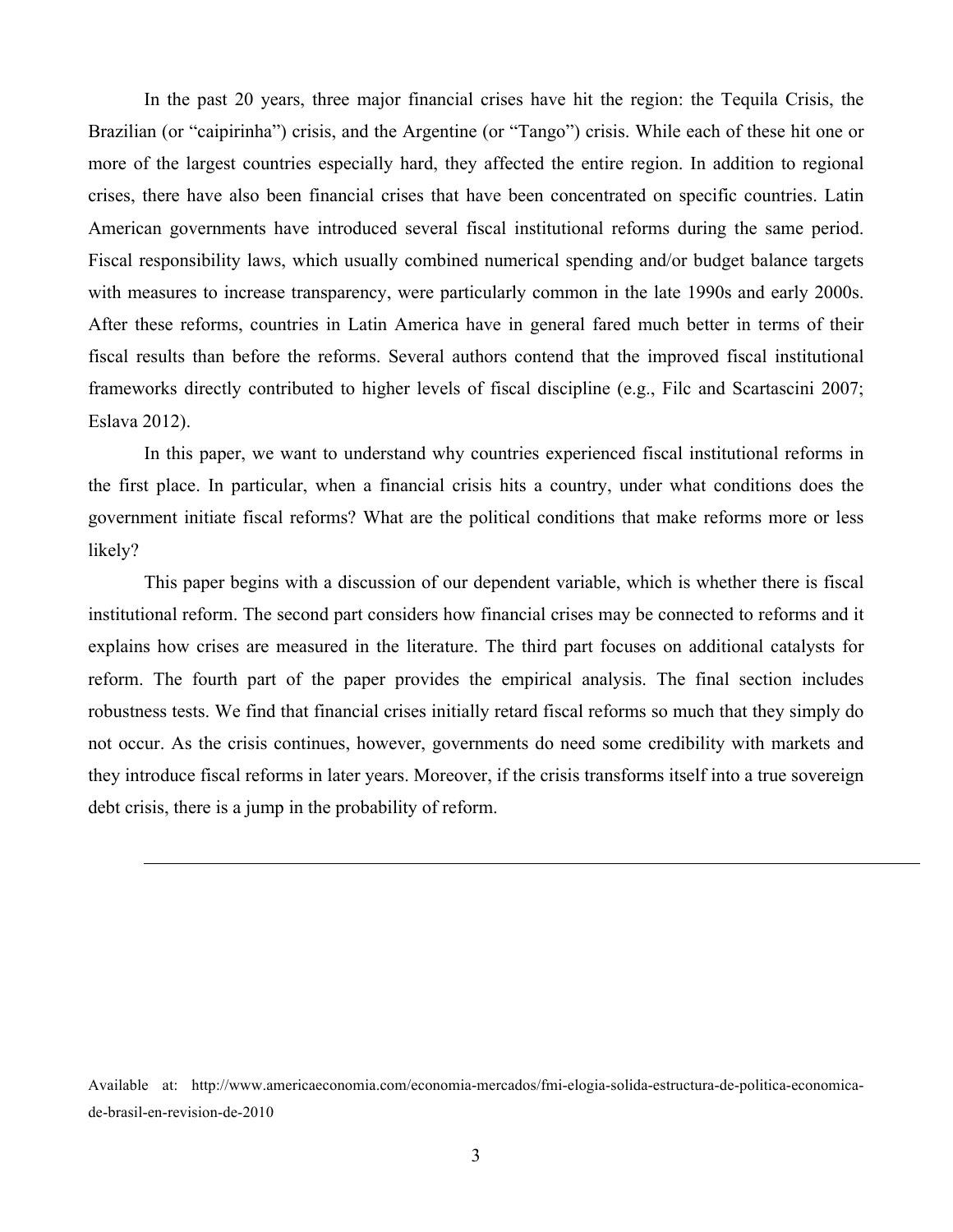In the past 20 years, three major financial crises have hit the region: the Tequila Crisis, the Brazilian (or "caipirinha") crisis, and the Argentine (or "Tango") crisis. While each of these hit one or more of the largest countries especially hard, they affected the entire region. In addition to regional crises, there have also been financial crises that have been concentrated on specific countries. Latin American governments have introduced several fiscal institutional reforms during the same period. Fiscal responsibility laws, which usually combined numerical spending and/or budget balance targets with measures to increase transparency, were particularly common in the late 1990s and early 2000s. After these reforms, countries in Latin America have in general fared much better in terms of their fiscal results than before the reforms. Several authors contend that the improved fiscal institutional frameworks directly contributed to higher levels of fiscal discipline (e.g., Filc and Scartascini 2007; Eslava 2012).

In this paper, we want to understand why countries experienced fiscal institutional reforms in the first place. In particular, when a financial crisis hits a country, under what conditions does the government initiate fiscal reforms? What are the political conditions that make reforms more or less likely?

This paper begins with a discussion of our dependent variable, which is whether there is fiscal institutional reform. The second part considers how financial crises may be connected to reforms and it explains how crises are measured in the literature. The third part focuses on additional catalysts for reform. The fourth part of the paper provides the empirical analysis. The final section includes robustness tests. We find that financial crises initially retard fiscal reforms so much that they simply do not occur. As the crisis continues, however, governments do need some credibility with markets and they introduce fiscal reforms in later years. Moreover, if the crisis transforms itself into a true sovereign debt crisis, there is a jump in the probability of reform.

---

Available at: http://www.americaeconomia.com/economia-mercados/fmi-elogia-solida-estructura-de-politica-economica-de-brasil-en-revision-de-2010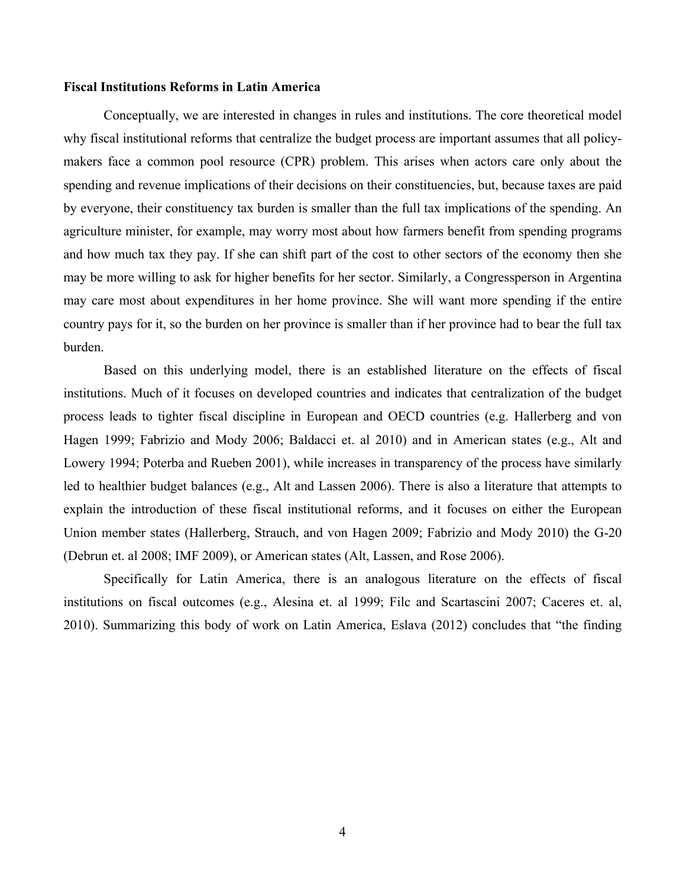**Fiscal Institutions Reforms in Latin America**

Conceptually, we are interested in changes in rules and institutions. The core theoretical model why fiscal institutional reforms that centralize the budget process are important assumes that all policy-makers face a common pool resource (CPR) problem. This arises when actors care only about the spending and revenue implications of their decisions on their constituencies, but, because taxes are paid by everyone, their constituency tax burden is smaller than the full tax implications of the spending. An agriculture minister, for example, may worry most about how farmers benefit from spending programs and how much tax they pay. If she can shift part of the cost to other sectors of the economy then she may be more willing to ask for higher benefits for her sector. Similarly, a Congressperson in Argentina may care most about expenditures in her home province. She will want more spending if the entire country pays for it, so the burden on her province is smaller than if her province had to bear the full tax burden.

Based on this underlying model, there is an established literature on the effects of fiscal institutions. Much of it focuses on developed countries and indicates that centralization of the budget process leads to tighter fiscal discipline in European and OECD countries (e.g. Hallerberg and von Hagen 1999; Fabrizio and Mody 2006; Baldacci et. al 2010) and in American states (e.g., Alt and Lowery 1994; Poterba and Rueben 2001), while increases in transparency of the process have similarly led to healthier budget balances (e.g., Alt and Lassen 2006). There is also a literature that attempts to explain the introduction of these fiscal institutional reforms, and it focuses on either the European Union member states (Hallerberg, Strauch, and von Hagen 2009; Fabrizio and Mody 2010) the G-20 (Debrun et. al 2008; IMF 2009), or American states (Alt, Lassen, and Rose 2006).

Specifically for Latin America, there is an analogous literature on the effects of fiscal institutions on fiscal outcomes (e.g., Alesina et. al 1999; Filc and Scartascini 2007; Caceres et. al, 2010). Summarizing this body of work on Latin America, Eslava (2012) concludes that "the finding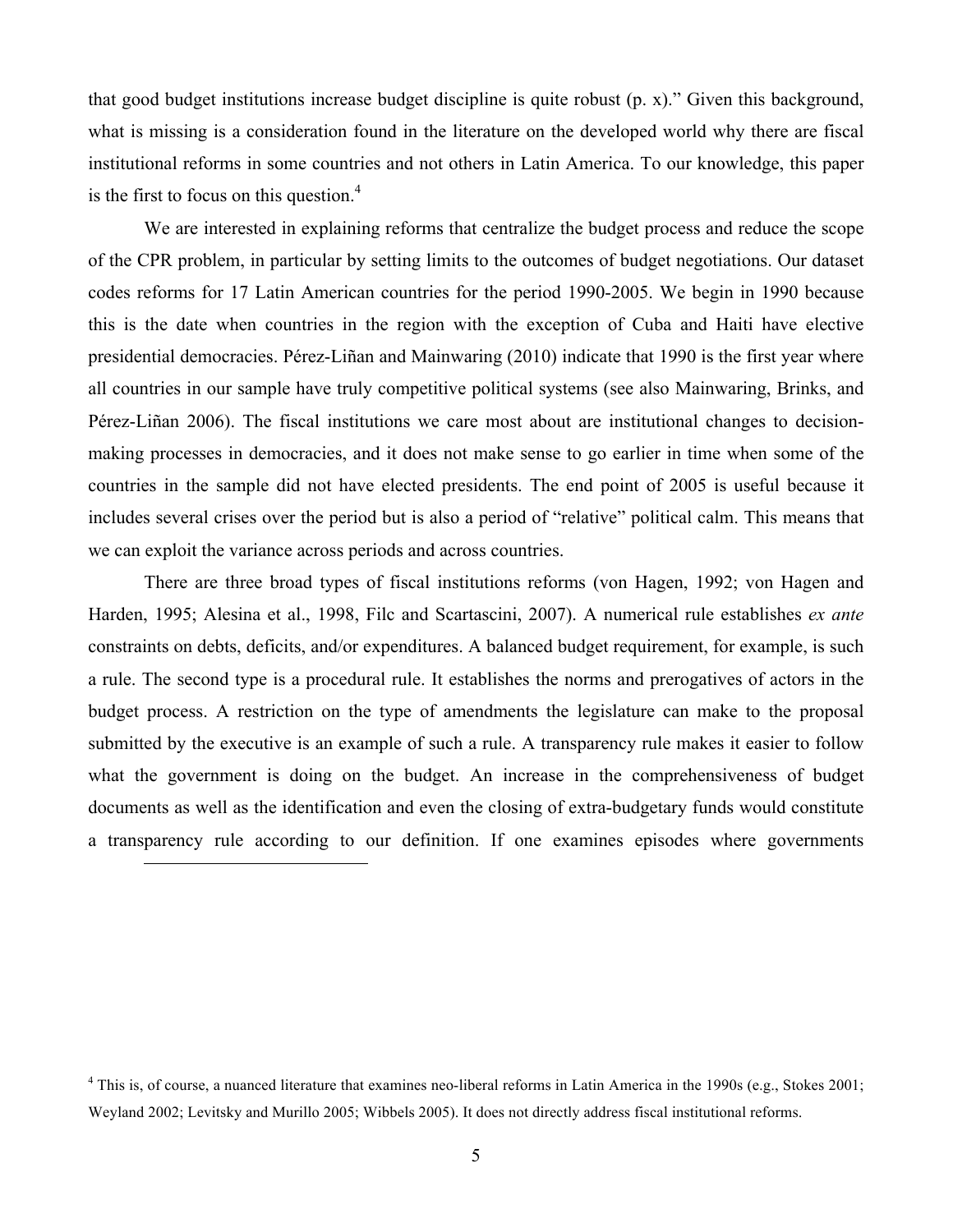that good budget institutions increase budget discipline is quite robust (p. x)." Given this background, what is missing is a consideration found in the literature on the developed world why there are fiscal institutional reforms in some countries and not others in Latin America. To our knowledge, this paper is the first to focus on this question.[4]

We are interested in explaining reforms that centralize the budget process and reduce the scope of the CPR problem, in particular by setting limits to the outcomes of budget negotiations. Our dataset codes reforms for 17 Latin American countries for the period 1990-2005. We begin in 1990 because this is the date when countries in the region with the exception of Cuba and Haiti have elective presidential democracies. Pérez-Liñan and Mainwaring (2010) indicate that 1990 is the first year where all countries in our sample have truly competitive political systems (see also Mainwaring, Brinks, and Pérez-Liñan 2006). The fiscal institutions we care most about are institutional changes to decision-making processes in democracies, and it does not make sense to go earlier in time when some of the countries in the sample did not have elected presidents. The end point of 2005 is useful because it includes several crises over the period but is also a period of "relative" political calm. This means that we can exploit the variance across periods and across countries.

There are three broad types of fiscal institutions reforms (von Hagen, 1992; von Hagen and Harden, 1995; Alesina et al., 1998, Filc and Scartascini, 2007). A numerical rule establishes *ex ante* constraints on debts, deficits, and/or expenditures. A balanced budget requirement, for example, is such a rule. The second type is a procedural rule. It establishes the norms and prerogatives of actors in the budget process. A restriction on the type of amendments the legislature can make to the proposal submitted by the executive is an example of such a rule. A transparency rule makes it easier to follow what the government is doing on the budget. An increase in the comprehensiveness of budget documents as well as the identification and even the closing of extra-budgetary funds would constitute a transparency rule according to our definition. If one examines episodes where governments

[4] This is, of course, a nuanced literature that examines neo-liberal reforms in Latin America in the 1990s (e.g., Stokes 2001; Weyland 2002; Levitsky and Murillo 2005; Wibbels 2005). It does not directly address fiscal institutional reforms.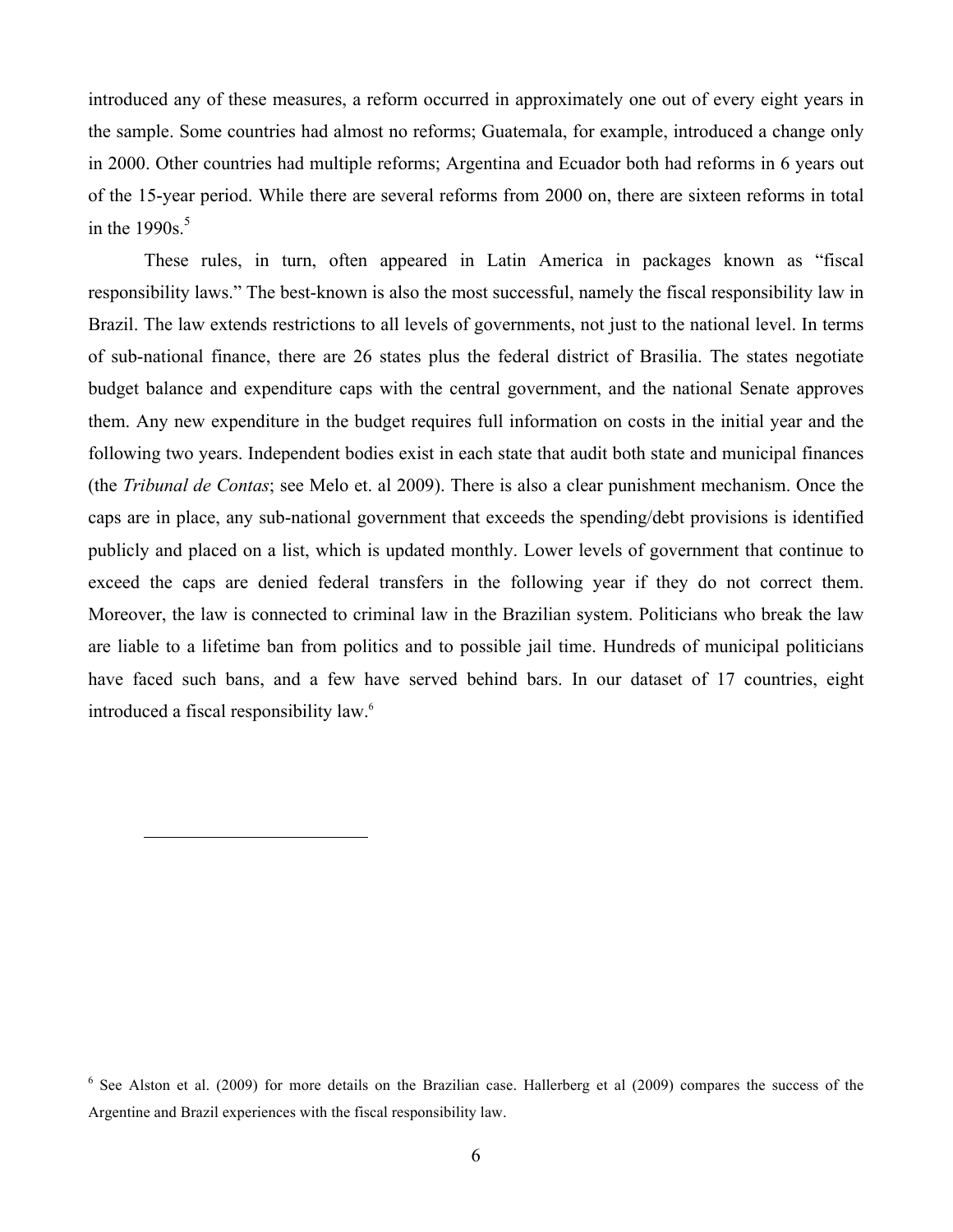introduced any of these measures, a reform occurred in approximately one out of every eight years in the sample. Some countries had almost no reforms; Guatemala, for example, introduced a change only in 2000. Other countries had multiple reforms; Argentina and Ecuador both had reforms in 6 years out of the 15-year period. While there are several reforms from 2000 on, there are sixteen reforms in total in the 1990s.[5]

These rules, in turn, often appeared in Latin America in packages known as "fiscal responsibility laws." The best-known is also the most successful, namely the fiscal responsibility law in Brazil. The law extends restrictions to all levels of governments, not just to the national level. In terms of sub-national finance, there are 26 states plus the federal district of Brasilia. The states negotiate budget balance and expenditure caps with the central government, and the national Senate approves them. Any new expenditure in the budget requires full information on costs in the initial year and the following two years. Independent bodies exist in each state that audit both state and municipal finances (the *Tribunal de Contas*; see Melo et. al 2009). There is also a clear punishment mechanism. Once the caps are in place, any sub-national government that exceeds the spending/debt provisions is identified publicly and placed on a list, which is updated monthly. Lower levels of government that continue to exceed the caps are denied federal transfers in the following year if they do not correct them. Moreover, the law is connected to criminal law in the Brazilian system. Politicians who break the law are liable to a lifetime ban from politics and to possible jail time. Hundreds of municipal politicians have faced such bans, and a few have served behind bars. In our dataset of 17 countries, eight introduced a fiscal responsibility law.[6]

---

[6] See Alston et al. (2009) for more details on the Brazilian case. Hallerberg et al (2009) compares the success of the Argentine and Brazil experiences with the fiscal responsibility law.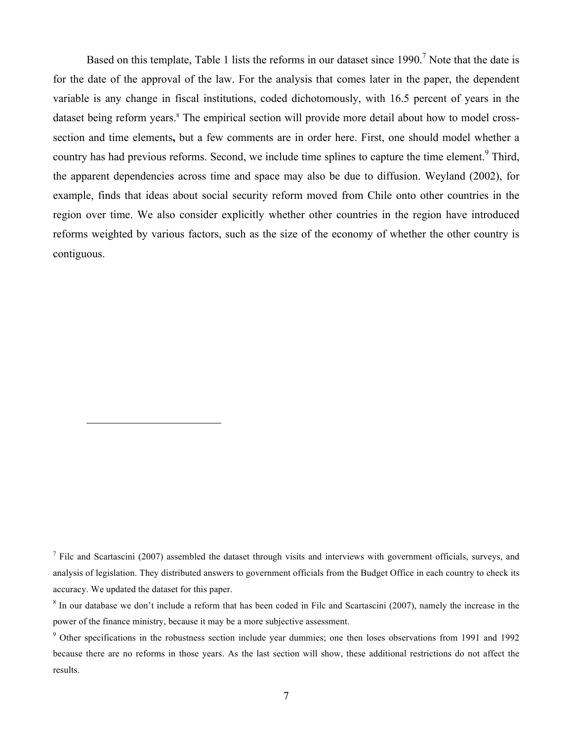Based on this template, Table 1 lists the reforms in our dataset since 1990.[7] Note that the date is for the date of the approval of the law. For the analysis that comes later in the paper, the dependent variable is any change in fiscal institutions, coded dichotomously, with 16.5 percent of years in the dataset being reform years.[8] The empirical section will provide more detail about how to model cross-section and time elements**,** but a few comments are in order here. First, one should model whether a country has had previous reforms. Second, we include time splines to capture the time element.[9] Third, the apparent dependencies across time and space may also be due to diffusion. Weyland (2002), for example, finds that ideas about social security reform moved from Chile onto other countries in the region over time. We also consider explicitly whether other countries in the region have introduced reforms weighted by various factors, such as the size of the economy of whether the other country is contiguous.

---

[7] Filc and Scartascini (2007) assembled the dataset through visits and interviews with government officials, surveys, and analysis of legislation. They distributed answers to government officials from the Budget Office in each country to check its accuracy. We updated the dataset for this paper.

[8] In our database we don't include a reform that has been coded in Filc and Scartascini (2007), namely the increase in the power of the finance ministry, because it may be a more subjective assessment.

[9] Other specifications in the robustness section include year dummies; one then loses observations from 1991 and 1992 because there are no reforms in those years. As the last section will show, these additional restrictions do not affect the results.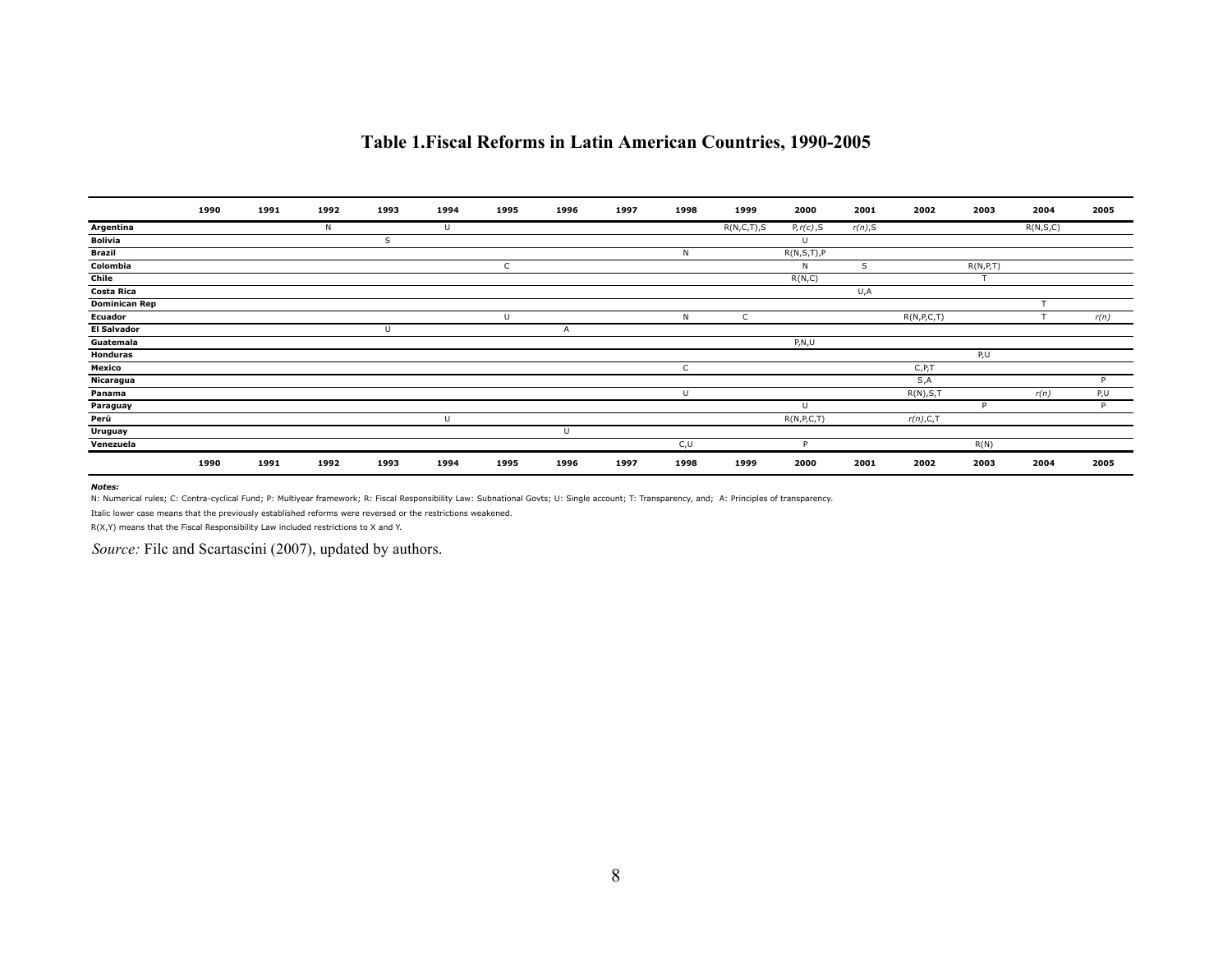# Table 1. Fiscal Reforms in Latin American Countries, 1990-2005

| | 1990 | 1991 | 1992 | 1993 | 1994 | 1995 | 1996 | 1997 | 1998 | 1999 | 2000 | 2001 | 2002 | 2003 | 2004 | 2005 |
|---|---|---|---|---|---|---|---|---|---|---|---|---|---|---|---|---|
| **Argentina** | | | N | | U | | | | | R(N,C,T),S | P,*r(c)*,S | *r(n)*,S | | | R(N,S,C) | |
| **Bolivia** | | | | S | | | | | | | U | | | | | |
| **Brazil** | | | | | | | | | N | | R(N,S,T),P | | | | | |
| **Colombia** | | | | | | C | | | | | N | S | | R(N,P,T) | | |
| **Chile** | | | | | | | | | | | R(N,C) | | | T | | |
| **Costa Rica** | | | | | | | | | | | | U,A | | | | |
| **Dominican Rep** | | | | | | | | | | | | | | | T | |
| **Ecuador** | | | | | | U | | | N | C | | | R(N,P,C,T) | | T | *r(n)* |
| **El Salvador** | | | | U | | | A | | | | | | | | | |
| **Guatemala** | | | | | | | | | | | P,N,U | | | | | |
| **Honduras** | | | | | | | | | | | | | | P,U | | |
| **Mexico** | | | | | | | | | C | | | | C,P,T | | | |
| **Nicaragua** | | | | | | | | | | | | | S,A | | | P |
| **Panama** | | | | | | | | | U | | | | R(N),S,T | | *r(n)* | P,U |
| **Paraguay** | | | | | | | | | | | U | | | P | | P |
| **Perú** | | | | | U | | | | | | R(N,P,C,T) | | *r(n)*,C,T | | | |
| **Uruguay** | | | | | | | U | | | | | | | | | |
| **Venezuela** | | | | | | | | | C,U | | P | | | R(N) | | |
| | 1990 | 1991 | 1992 | 1993 | 1994 | 1995 | 1996 | 1997 | 1998 | 1999 | 2000 | 2001 | 2002 | 2003 | 2004 | 2005 |

***Notes:***

N: Numerical rules; C: Contra-cyclical Fund; P: Multiyear framework; R: Fiscal Responsibility Law: Subnational Govts; U: Single account; T: Transparency, and; A: Principles of transparency.

Italic lower case means that the previously established reforms were reversed or the restrictions weakened.

R(X,Y) means that the Fiscal Responsibility Law included restrictions to X and Y.

*Source:* Filc and Scartascini (2007), updated by authors.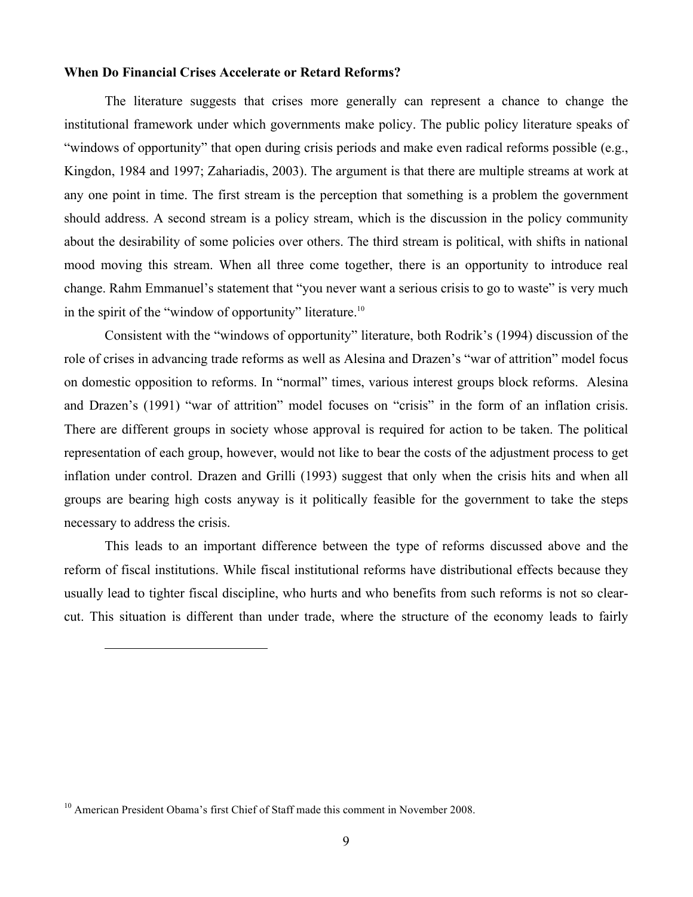**When Do Financial Crises Accelerate or Retard Reforms?**

The literature suggests that crises more generally can represent a chance to change the institutional framework under which governments make policy. The public policy literature speaks of "windows of opportunity" that open during crisis periods and make even radical reforms possible (e.g., Kingdon, 1984 and 1997; Zahariadis, 2003). The argument is that there are multiple streams at work at any one point in time. The first stream is the perception that something is a problem the government should address. A second stream is a policy stream, which is the discussion in the policy community about the desirability of some policies over others. The third stream is political, with shifts in national mood moving this stream. When all three come together, there is an opportunity to introduce real change. Rahm Emmanuel's statement that "you never want a serious crisis to go to waste" is very much in the spirit of the "window of opportunity" literature.[10]

Consistent with the "windows of opportunity" literature, both Rodrik's (1994) discussion of the role of crises in advancing trade reforms as well as Alesina and Drazen's "war of attrition" model focus on domestic opposition to reforms. In "normal" times, various interest groups block reforms. Alesina and Drazen's (1991) "war of attrition" model focuses on "crisis" in the form of an inflation crisis. There are different groups in society whose approval is required for action to be taken. The political representation of each group, however, would not like to bear the costs of the adjustment process to get inflation under control. Drazen and Grilli (1993) suggest that only when the crisis hits and when all groups are bearing high costs anyway is it politically feasible for the government to take the steps necessary to address the crisis.

This leads to an important difference between the type of reforms discussed above and the reform of fiscal institutions. While fiscal institutional reforms have distributional effects because they usually lead to tighter fiscal discipline, who hurts and who benefits from such reforms is not so clear-cut. This situation is different than under trade, where the structure of the economy leads to fairly

---

[10] American President Obama's first Chief of Staff made this comment in November 2008.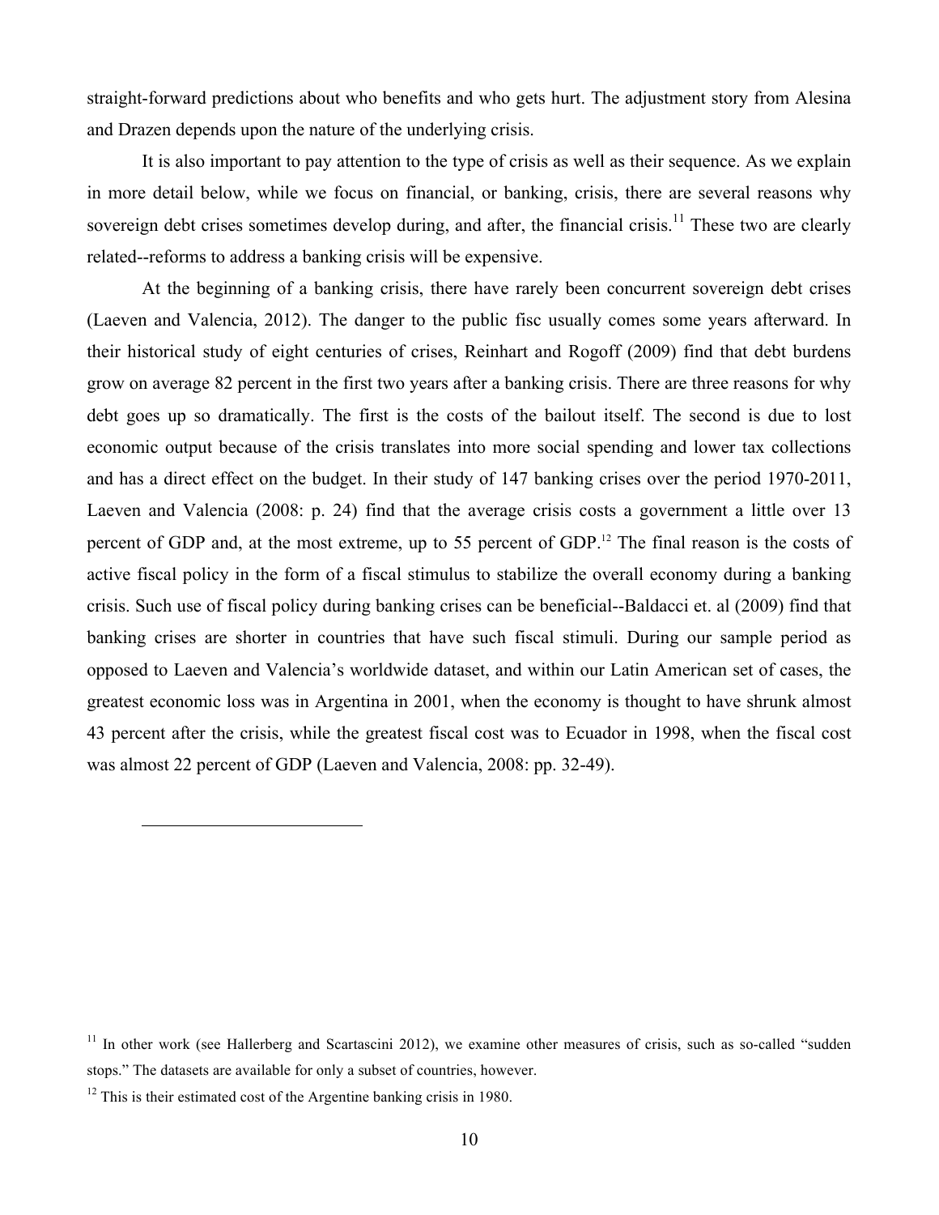straight-forward predictions about who benefits and who gets hurt. The adjustment story from Alesina and Drazen depends upon the nature of the underlying crisis.

It is also important to pay attention to the type of crisis as well as their sequence. As we explain in more detail below, while we focus on financial, or banking, crisis, there are several reasons why sovereign debt crises sometimes develop during, and after, the financial crisis.[11] These two are clearly related--reforms to address a banking crisis will be expensive.

At the beginning of a banking crisis, there have rarely been concurrent sovereign debt crises (Laeven and Valencia, 2012). The danger to the public fisc usually comes some years afterward. In their historical study of eight centuries of crises, Reinhart and Rogoff (2009) find that debt burdens grow on average 82 percent in the first two years after a banking crisis. There are three reasons for why debt goes up so dramatically. The first is the costs of the bailout itself. The second is due to lost economic output because of the crisis translates into more social spending and lower tax collections and has a direct effect on the budget. In their study of 147 banking crises over the period 1970-2011, Laeven and Valencia (2008: p. 24) find that the average crisis costs a government a little over 13 percent of GDP and, at the most extreme, up to 55 percent of GDP.[12] The final reason is the costs of active fiscal policy in the form of a fiscal stimulus to stabilize the overall economy during a banking crisis. Such use of fiscal policy during banking crises can be beneficial--Baldacci et. al (2009) find that banking crises are shorter in countries that have such fiscal stimuli. During our sample period as opposed to Laeven and Valencia's worldwide dataset, and within our Latin American set of cases, the greatest economic loss was in Argentina in 2001, when the economy is thought to have shrunk almost 43 percent after the crisis, while the greatest fiscal cost was to Ecuador in 1998, when the fiscal cost was almost 22 percent of GDP (Laeven and Valencia, 2008: pp. 32-49).

---

[11] In other work (see Hallerberg and Scartascini 2012), we examine other measures of crisis, such as so-called "sudden stops." The datasets are available for only a subset of countries, however.

[12] This is their estimated cost of the Argentine banking crisis in 1980.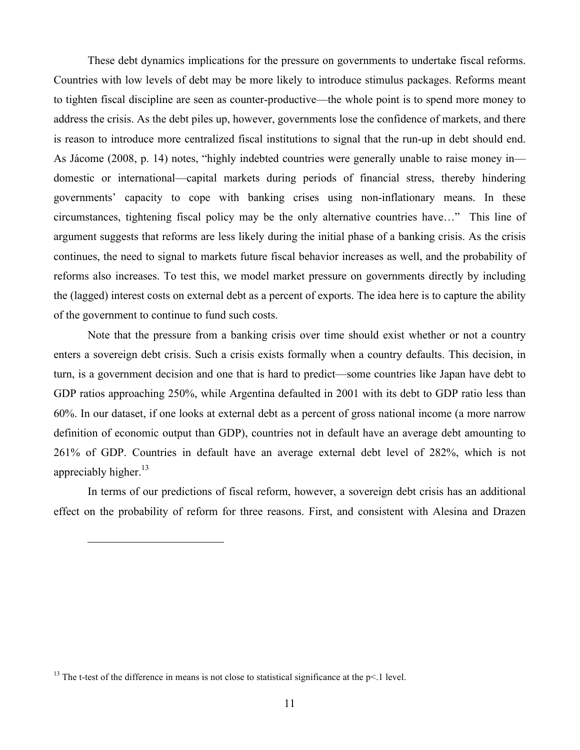These debt dynamics implications for the pressure on governments to undertake fiscal reforms. Countries with low levels of debt may be more likely to introduce stimulus packages. Reforms meant to tighten fiscal discipline are seen as counter-productive—the whole point is to spend more money to address the crisis. As the debt piles up, however, governments lose the confidence of markets, and there is reason to introduce more centralized fiscal institutions to signal that the run-up in debt should end. As Jácome (2008, p. 14) notes, "highly indebted countries were generally unable to raise money in—domestic or international—capital markets during periods of financial stress, thereby hindering governments' capacity to cope with banking crises using non-inflationary means. In these circumstances, tightening fiscal policy may be the only alternative countries have…" This line of argument suggests that reforms are less likely during the initial phase of a banking crisis. As the crisis continues, the need to signal to markets future fiscal behavior increases as well, and the probability of reforms also increases. To test this, we model market pressure on governments directly by including the (lagged) interest costs on external debt as a percent of exports. The idea here is to capture the ability of the government to continue to fund such costs.

Note that the pressure from a banking crisis over time should exist whether or not a country enters a sovereign debt crisis. Such a crisis exists formally when a country defaults. This decision, in turn, is a government decision and one that is hard to predict—some countries like Japan have debt to GDP ratios approaching 250%, while Argentina defaulted in 2001 with its debt to GDP ratio less than 60%. In our dataset, if one looks at external debt as a percent of gross national income (a more narrow definition of economic output than GDP), countries not in default have an average debt amounting to 261% of GDP. Countries in default have an average external debt level of 282%, which is not appreciably higher.[13]

In terms of our predictions of fiscal reform, however, a sovereign debt crisis has an additional effect on the probability of reform for three reasons. First, and consistent with Alesina and Drazen

[13] The t-test of the difference in means is not close to statistical significance at the $p<.1$ level.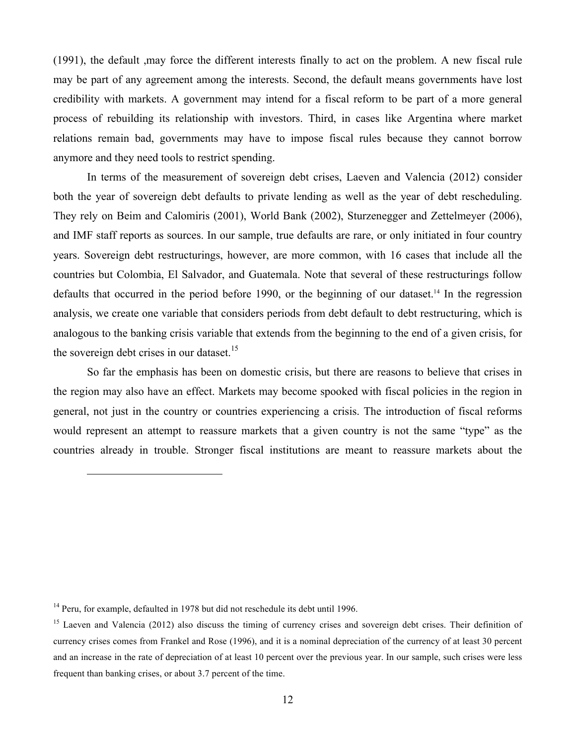(1991), the default ,may force the different interests finally to act on the problem. A new fiscal rule may be part of any agreement among the interests. Second, the default means governments have lost credibility with markets. A government may intend for a fiscal reform to be part of a more general process of rebuilding its relationship with investors. Third, in cases like Argentina where market relations remain bad, governments may have to impose fiscal rules because they cannot borrow anymore and they need tools to restrict spending.

In terms of the measurement of sovereign debt crises, Laeven and Valencia (2012) consider both the year of sovereign debt defaults to private lending as well as the year of debt rescheduling. They rely on Beim and Calomiris (2001), World Bank (2002), Sturzenegger and Zettelmeyer (2006), and IMF staff reports as sources. In our sample, true defaults are rare, or only initiated in four country years. Sovereign debt restructurings, however, are more common, with 16 cases that include all the countries but Colombia, El Salvador, and Guatemala. Note that several of these restructurings follow defaults that occurred in the period before 1990, or the beginning of our dataset.[14] In the regression analysis, we create one variable that considers periods from debt default to debt restructuring, which is analogous to the banking crisis variable that extends from the beginning to the end of a given crisis, for the sovereign debt crises in our dataset.[15]

So far the emphasis has been on domestic crisis, but there are reasons to believe that crises in the region may also have an effect. Markets may become spooked with fiscal policies in the region in general, not just in the country or countries experiencing a crisis. The introduction of fiscal reforms would represent an attempt to reassure markets that a given country is not the same "type" as the countries already in trouble. Stronger fiscal institutions are meant to reassure markets about the

---

[14] Peru, for example, defaulted in 1978 but did not reschedule its debt until 1996.

[15] Laeven and Valencia (2012) also discuss the timing of currency crises and sovereign debt crises. Their definition of currency crises comes from Frankel and Rose (1996), and it is a nominal depreciation of the currency of at least 30 percent and an increase in the rate of depreciation of at least 10 percent over the previous year. In our sample, such crises were less frequent than banking crises, or about 3.7 percent of the time.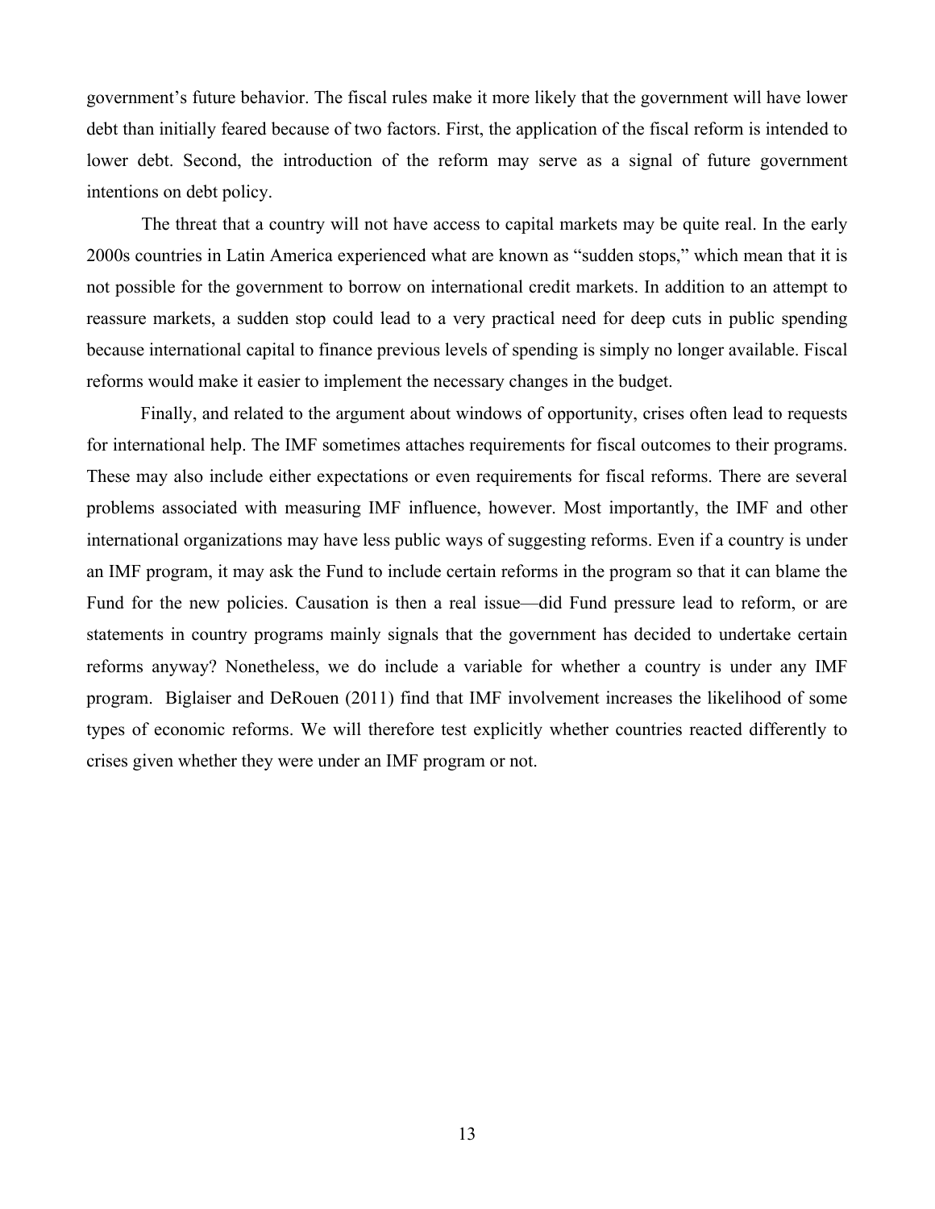government's future behavior. The fiscal rules make it more likely that the government will have lower debt than initially feared because of two factors. First, the application of the fiscal reform is intended to lower debt. Second, the introduction of the reform may serve as a signal of future government intentions on debt policy.

The threat that a country will not have access to capital markets may be quite real. In the early 2000s countries in Latin America experienced what are known as "sudden stops," which mean that it is not possible for the government to borrow on international credit markets. In addition to an attempt to reassure markets, a sudden stop could lead to a very practical need for deep cuts in public spending because international capital to finance previous levels of spending is simply no longer available. Fiscal reforms would make it easier to implement the necessary changes in the budget.

Finally, and related to the argument about windows of opportunity, crises often lead to requests for international help. The IMF sometimes attaches requirements for fiscal outcomes to their programs. These may also include either expectations or even requirements for fiscal reforms. There are several problems associated with measuring IMF influence, however. Most importantly, the IMF and other international organizations may have less public ways of suggesting reforms. Even if a country is under an IMF program, it may ask the Fund to include certain reforms in the program so that it can blame the Fund for the new policies. Causation is then a real issue—did Fund pressure lead to reform, or are statements in country programs mainly signals that the government has decided to undertake certain reforms anyway? Nonetheless, we do include a variable for whether a country is under any IMF program. Biglaiser and DeRouen (2011) find that IMF involvement increases the likelihood of some types of economic reforms. We will therefore test explicitly whether countries reacted differently to crises given whether they were under an IMF program or not.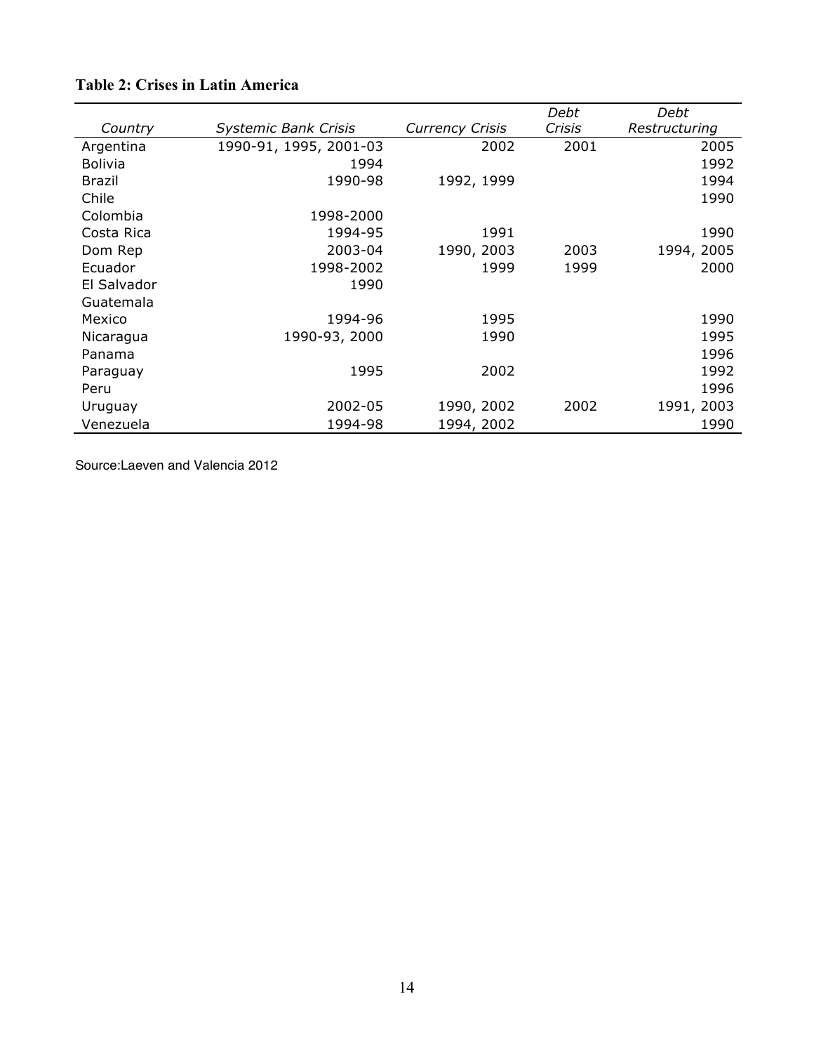**Table 2: Crises in Latin America**

| *Country* | *Systemic Bank Crisis* | *Currency Crisis* | *Debt Crisis* | *Debt Restructuring* |
|---|---|---|---|---|
| Argentina | 1990-91, 1995, 2001-03 | 2002 | 2001 | 2005 |
| Bolivia | 1994 | | | 1992 |
| Brazil | 1990-98 | 1992, 1999 | | 1994 |
| Chile | | | | 1990 |
| Colombia | 1998-2000 | | | |
| Costa Rica | 1994-95 | 1991 | | 1990 |
| Dom Rep | 2003-04 | 1990, 2003 | 2003 | 1994, 2005 |
| Ecuador | 1998-2002 | 1999 | 1999 | 2000 |
| El Salvador | 1990 | | | |
| Guatemala | | | | |
| Mexico | 1994-96 | 1995 | | 1990 |
| Nicaragua | 1990-93, 2000 | 1990 | | 1995 |
| Panama | | | | 1996 |
| Paraguay | 1995 | 2002 | | 1992 |
| Peru | | | | 1996 |
| Uruguay | 2002-05 | 1990, 2002 | 2002 | 1991, 2003 |
| Venezuela | 1994-98 | 1994, 2002 | | 1990 |

Source:Laeven and Valencia 2012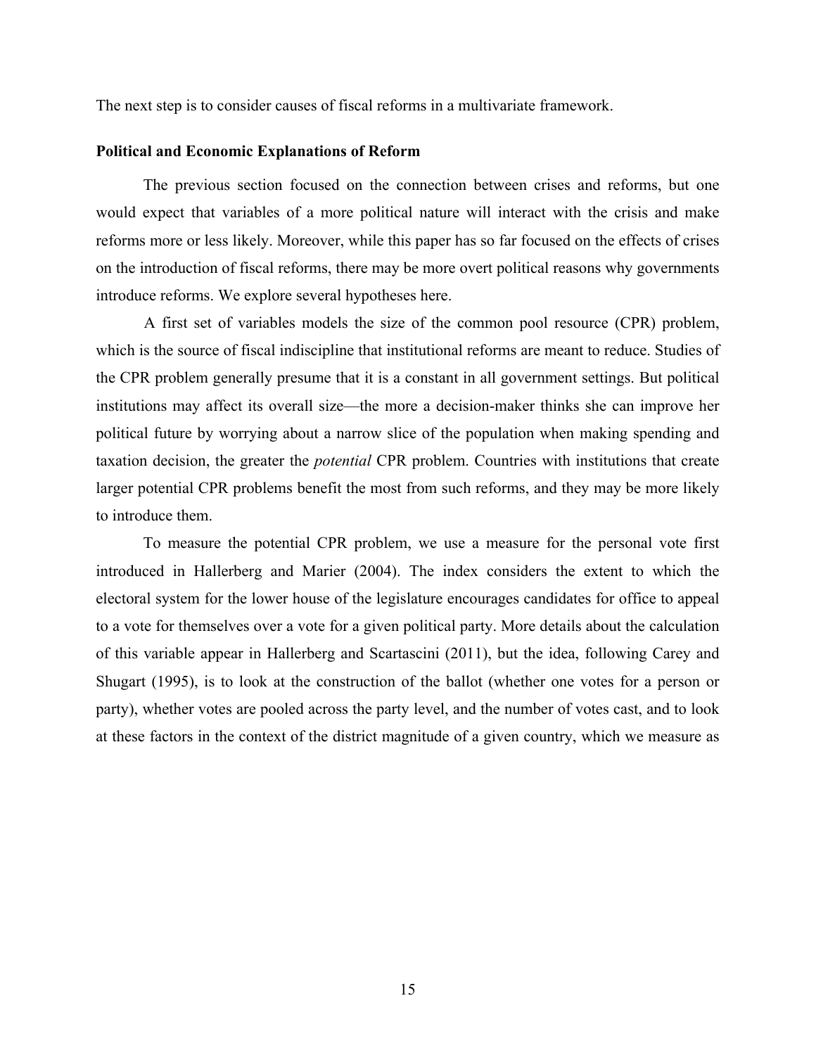The next step is to consider causes of fiscal reforms in a multivariate framework.

### Political and Economic Explanations of Reform

The previous section focused on the connection between crises and reforms, but one would expect that variables of a more political nature will interact with the crisis and make reforms more or less likely. Moreover, while this paper has so far focused on the effects of crises on the introduction of fiscal reforms, there may be more overt political reasons why governments introduce reforms. We explore several hypotheses here.

A first set of variables models the size of the common pool resource (CPR) problem, which is the source of fiscal indiscipline that institutional reforms are meant to reduce. Studies of the CPR problem generally presume that it is a constant in all government settings. But political institutions may affect its overall size—the more a decision-maker thinks she can improve her political future by worrying about a narrow slice of the population when making spending and taxation decision, the greater the *potential* CPR problem. Countries with institutions that create larger potential CPR problems benefit the most from such reforms, and they may be more likely to introduce them.

To measure the potential CPR problem, we use a measure for the personal vote first introduced in Hallerberg and Marier (2004). The index considers the extent to which the electoral system for the lower house of the legislature encourages candidates for office to appeal to a vote for themselves over a vote for a given political party. More details about the calculation of this variable appear in Hallerberg and Scartascini (2011), but the idea, following Carey and Shugart (1995), is to look at the construction of the ballot (whether one votes for a person or party), whether votes are pooled across the party level, and the number of votes cast, and to look at these factors in the context of the district magnitude of a given country, which we measure as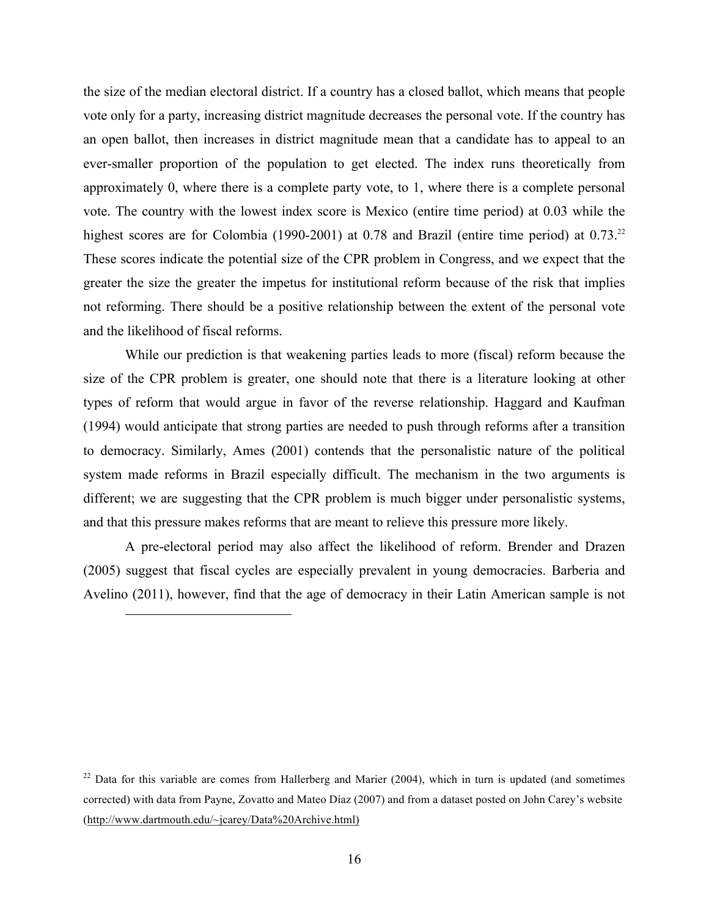the size of the median electoral district. If a country has a closed ballot, which means that people vote only for a party, increasing district magnitude decreases the personal vote. If the country has an open ballot, then increases in district magnitude mean that a candidate has to appeal to an ever-smaller proportion of the population to get elected. The index runs theoretically from approximately 0, where there is a complete party vote, to 1, where there is a complete personal vote. The country with the lowest index score is Mexico (entire time period) at 0.03 while the highest scores are for Colombia (1990-2001) at 0.78 and Brazil (entire time period) at 0.73.[22] These scores indicate the potential size of the CPR problem in Congress, and we expect that the greater the size the greater the impetus for institutional reform because of the risk that implies not reforming. There should be a positive relationship between the extent of the personal vote and the likelihood of fiscal reforms.

While our prediction is that weakening parties leads to more (fiscal) reform because the size of the CPR problem is greater, one should note that there is a literature looking at other types of reform that would argue in favor of the reverse relationship. Haggard and Kaufman (1994) would anticipate that strong parties are needed to push through reforms after a transition to democracy. Similarly, Ames (2001) contends that the personalistic nature of the political system made reforms in Brazil especially difficult. The mechanism in the two arguments is different; we are suggesting that the CPR problem is much bigger under personalistic systems, and that this pressure makes reforms that are meant to relieve this pressure more likely.

A pre-electoral period may also affect the likelihood of reform. Brender and Drazen (2005) suggest that fiscal cycles are especially prevalent in young democracies. Barberia and Avelino (2011), however, find that the age of democracy in their Latin American sample is not

---

[22] Data for this variable are comes from Hallerberg and Marier (2004), which in turn is updated (and sometimes corrected) with data from Payne, Zovatto and Mateo Díaz (2007) and from a dataset posted on John Carey's website (http://www.dartmouth.edu/~jcarey/Data%20Archive.html)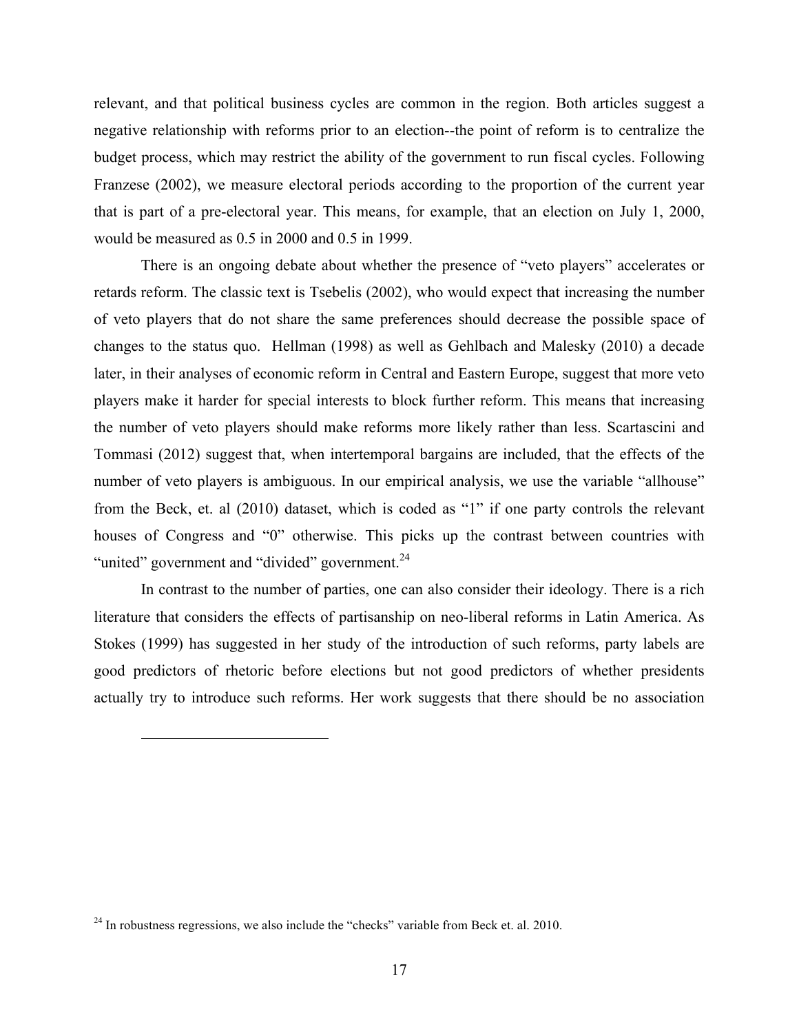relevant, and that political business cycles are common in the region. Both articles suggest a negative relationship with reforms prior to an election--the point of reform is to centralize the budget process, which may restrict the ability of the government to run fiscal cycles. Following Franzese (2002), we measure electoral periods according to the proportion of the current year that is part of a pre-electoral year. This means, for example, that an election on July 1, 2000, would be measured as 0.5 in 2000 and 0.5 in 1999.

There is an ongoing debate about whether the presence of "veto players" accelerates or retards reform. The classic text is Tsebelis (2002), who would expect that increasing the number of veto players that do not share the same preferences should decrease the possible space of changes to the status quo. Hellman (1998) as well as Gehlbach and Malesky (2010) a decade later, in their analyses of economic reform in Central and Eastern Europe, suggest that more veto players make it harder for special interests to block further reform. This means that increasing the number of veto players should make reforms more likely rather than less. Scartascini and Tommasi (2012) suggest that, when intertemporal bargains are included, that the effects of the number of veto players is ambiguous. In our empirical analysis, we use the variable "allhouse" from the Beck, et. al (2010) dataset, which is coded as "1" if one party controls the relevant houses of Congress and "0" otherwise. This picks up the contrast between countries with "united" government and "divided" government.[24]

In contrast to the number of parties, one can also consider their ideology. There is a rich literature that considers the effects of partisanship on neo-liberal reforms in Latin America. As Stokes (1999) has suggested in her study of the introduction of such reforms, party labels are good predictors of rhetoric before elections but not good predictors of whether presidents actually try to introduce such reforms. Her work suggests that there should be no association

---

[24] In robustness regressions, we also include the "checks" variable from Beck et. al. 2010.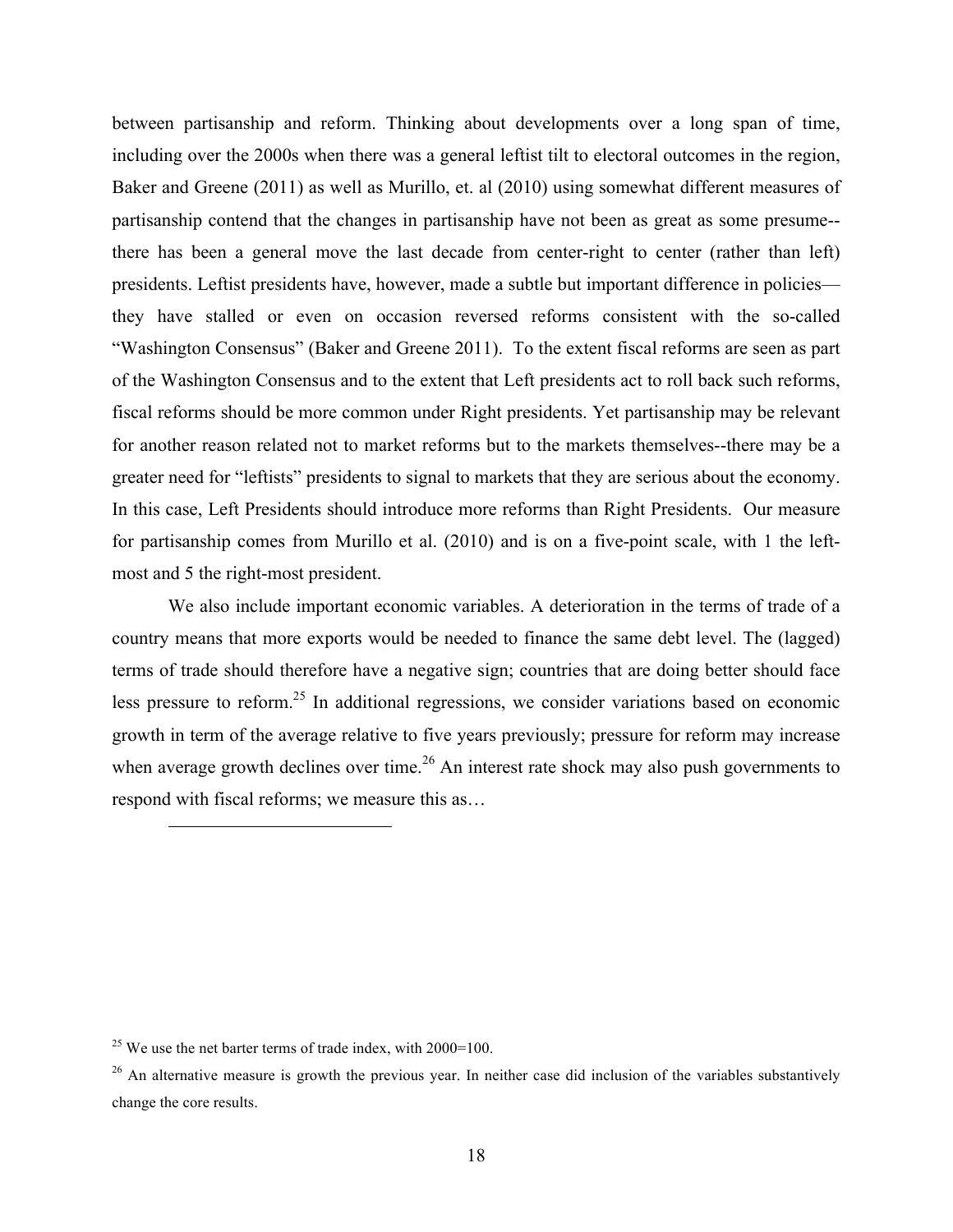between partisanship and reform. Thinking about developments over a long span of time, including over the 2000s when there was a general leftist tilt to electoral outcomes in the region, Baker and Greene (2011) as well as Murillo, et. al (2010) using somewhat different measures of partisanship contend that the changes in partisanship have not been as great as some presume--there has been a general move the last decade from center-right to center (rather than left) presidents. Leftist presidents have, however, made a subtle but important difference in policies—they have stalled or even on occasion reversed reforms consistent with the so-called "Washington Consensus" (Baker and Greene 2011). To the extent fiscal reforms are seen as part of the Washington Consensus and to the extent that Left presidents act to roll back such reforms, fiscal reforms should be more common under Right presidents. Yet partisanship may be relevant for another reason related not to market reforms but to the markets themselves--there may be a greater need for "leftists" presidents to signal to markets that they are serious about the economy. In this case, Left Presidents should introduce more reforms than Right Presidents. Our measure for partisanship comes from Murillo et al. (2010) and is on a five-point scale, with 1 the left-most and 5 the right-most president.

We also include important economic variables. A deterioration in the terms of trade of a country means that more exports would be needed to finance the same debt level. The (lagged) terms of trade should therefore have a negative sign; countries that are doing better should face less pressure to reform.[25] In additional regressions, we consider variations based on economic growth in term of the average relative to five years previously; pressure for reform may increase when average growth declines over time.[26] An interest rate shock may also push governments to respond with fiscal reforms; we measure this as…

---

[25] We use the net barter terms of trade index, with 2000=100.

[26] An alternative measure is growth the previous year. In neither case did inclusion of the variables substantively change the core results.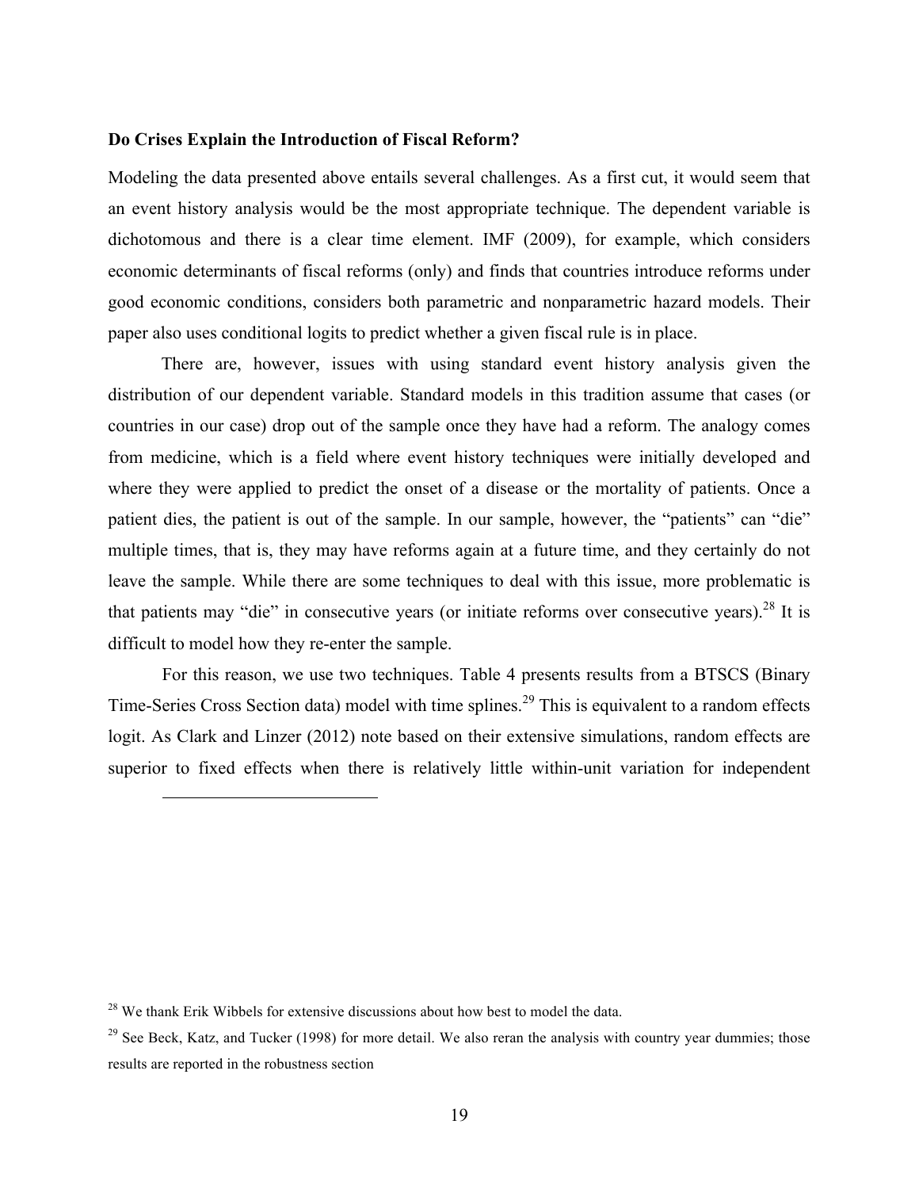**Do Crises Explain the Introduction of Fiscal Reform?**

Modeling the data presented above entails several challenges. As a first cut, it would seem that an event history analysis would be the most appropriate technique. The dependent variable is dichotomous and there is a clear time element. IMF (2009), for example, which considers economic determinants of fiscal reforms (only) and finds that countries introduce reforms under good economic conditions, considers both parametric and nonparametric hazard models. Their paper also uses conditional logits to predict whether a given fiscal rule is in place.

There are, however, issues with using standard event history analysis given the distribution of our dependent variable. Standard models in this tradition assume that cases (or countries in our case) drop out of the sample once they have had a reform. The analogy comes from medicine, which is a field where event history techniques were initially developed and where they were applied to predict the onset of a disease or the mortality of patients. Once a patient dies, the patient is out of the sample. In our sample, however, the "patients" can "die" multiple times, that is, they may have reforms again at a future time, and they certainly do not leave the sample. While there are some techniques to deal with this issue, more problematic is that patients may "die" in consecutive years (or initiate reforms over consecutive years).[28] It is difficult to model how they re-enter the sample.

For this reason, we use two techniques. Table 4 presents results from a BTSCS (Binary Time-Series Cross Section data) model with time splines.[29] This is equivalent to a random effects logit. As Clark and Linzer (2012) note based on their extensive simulations, random effects are superior to fixed effects when there is relatively little within-unit variation for independent

---

[28] We thank Erik Wibbels for extensive discussions about how best to model the data.

[29] See Beck, Katz, and Tucker (1998) for more detail. We also reran the analysis with country year dummies; those results are reported in the robustness section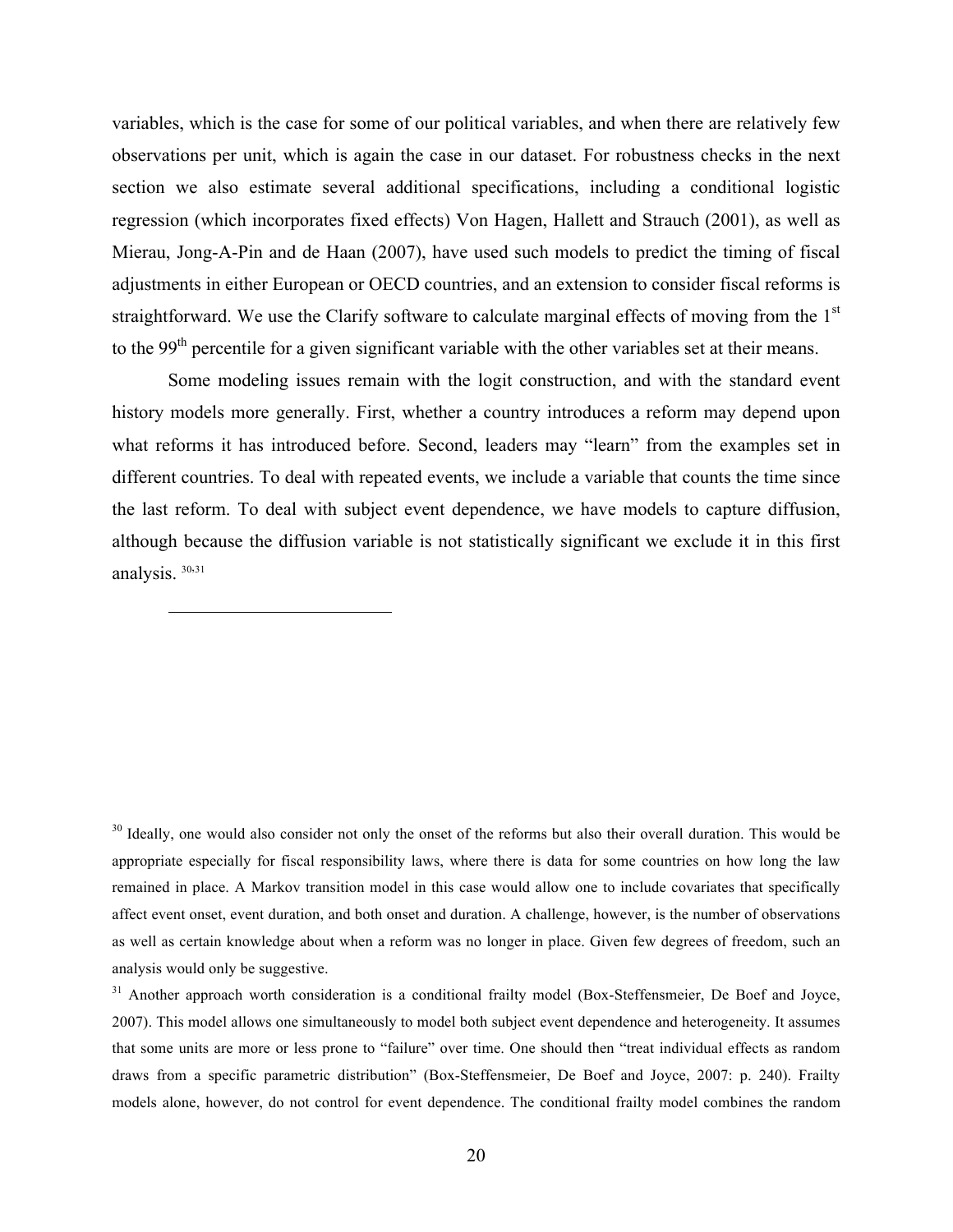variables, which is the case for some of our political variables, and when there are relatively few observations per unit, which is again the case in our dataset. For robustness checks in the next section we also estimate several additional specifications, including a conditional logistic regression (which incorporates fixed effects) Von Hagen, Hallett and Strauch (2001), as well as Mierau, Jong-A-Pin and de Haan (2007), have used such models to predict the timing of fiscal adjustments in either European or OECD countries, and an extension to consider fiscal reforms is straightforward. We use the Clarify software to calculate marginal effects of moving from the 1st to the 99th percentile for a given significant variable with the other variables set at their means.

Some modeling issues remain with the logit construction, and with the standard event history models more generally. First, whether a country introduces a reform may depend upon what reforms it has introduced before. Second, leaders may "learn" from the examples set in different countries. To deal with repeated events, we include a variable that counts the time since the last reform. To deal with subject event dependence, we have models to capture diffusion, although because the diffusion variable is not statistically significant we exclude it in this first analysis. [30,31]

---

[30] Ideally, one would also consider not only the onset of the reforms but also their overall duration. This would be appropriate especially for fiscal responsibility laws, where there is data for some countries on how long the law remained in place. A Markov transition model in this case would allow one to include covariates that specifically affect event onset, event duration, and both onset and duration. A challenge, however, is the number of observations as well as certain knowledge about when a reform was no longer in place. Given few degrees of freedom, such an analysis would only be suggestive.

[31] Another approach worth consideration is a conditional frailty model (Box-Steffensmeier, De Boef and Joyce, 2007). This model allows one simultaneously to model both subject event dependence and heterogeneity. It assumes that some units are more or less prone to "failure" over time. One should then "treat individual effects as random draws from a specific parametric distribution" (Box-Steffensmeier, De Boef and Joyce, 2007: p. 240). Frailty models alone, however, do not control for event dependence. The conditional frailty model combines the random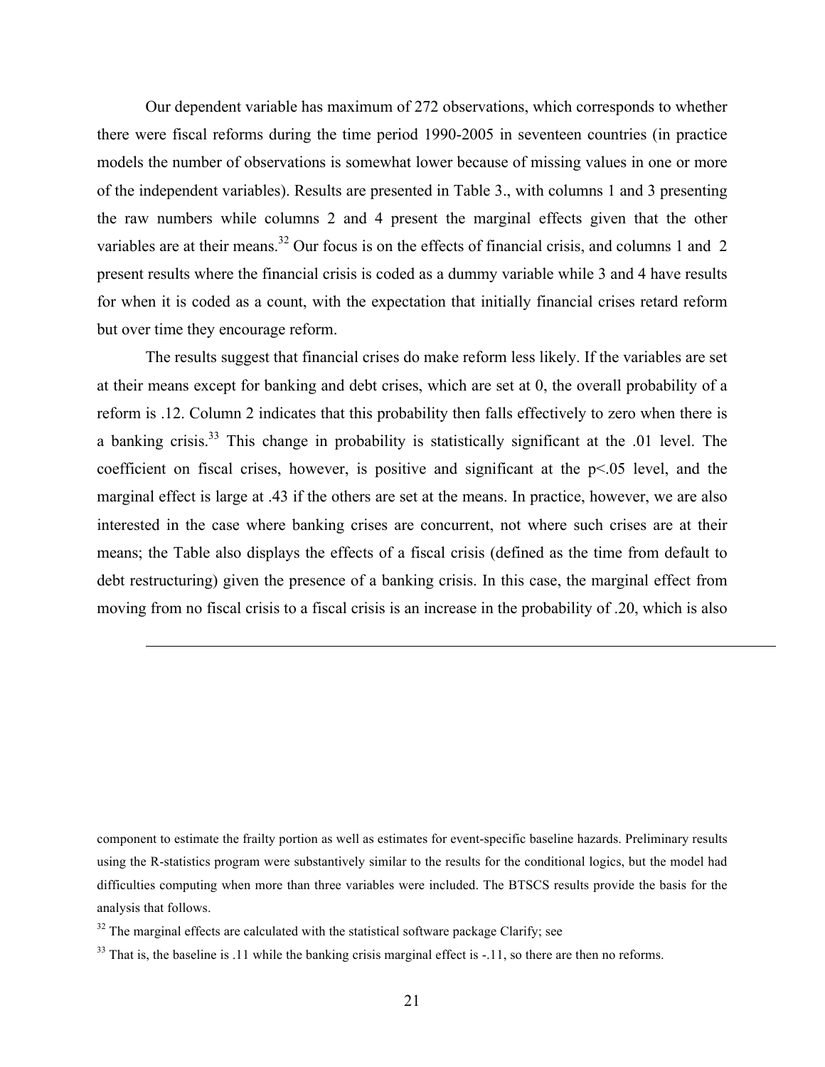Our dependent variable has maximum of 272 observations, which corresponds to whether there were fiscal reforms during the time period 1990-2005 in seventeen countries (in practice models the number of observations is somewhat lower because of missing values in one or more of the independent variables). Results are presented in Table 3., with columns 1 and 3 presenting the raw numbers while columns 2 and 4 present the marginal effects given that the other variables are at their means.[32] Our focus is on the effects of financial crisis, and columns 1 and 2 present results where the financial crisis is coded as a dummy variable while 3 and 4 have results for when it is coded as a count, with the expectation that initially financial crises retard reform but over time they encourage reform.

The results suggest that financial crises do make reform less likely. If the variables are set at their means except for banking and debt crises, which are set at 0, the overall probability of a reform is .12. Column 2 indicates that this probability then falls effectively to zero when there is a banking crisis.[33] This change in probability is statistically significant at the .01 level. The coefficient on fiscal crises, however, is positive and significant at the $p<.05$ level, and the marginal effect is large at .43 if the others are set at the means. In practice, however, we are also interested in the case where banking crises are concurrent, not where such crises are at their means; the Table also displays the effects of a fiscal crisis (defined as the time from default to debt restructuring) given the presence of a banking crisis. In this case, the marginal effect from moving from no fiscal crisis to a fiscal crisis is an increase in the probability of .20, which is also

---

component to estimate the frailty portion as well as estimates for event-specific baseline hazards. Preliminary results using the R-statistics program were substantively similar to the results for the conditional logics, but the model had difficulties computing when more than three variables were included. The BTSCS results provide the basis for the analysis that follows.

[32] The marginal effects are calculated with the statistical software package Clarify; see

[33] That is, the baseline is .11 while the banking crisis marginal effect is -.11, so there are then no reforms.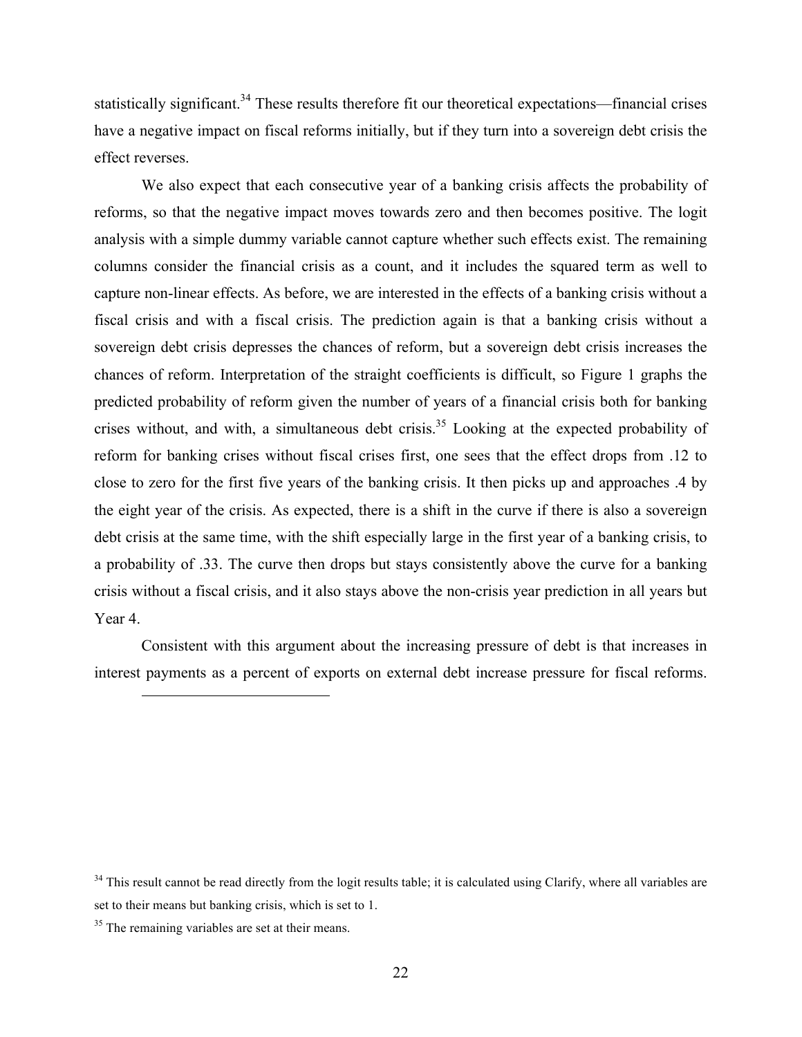statistically significant.[34] These results therefore fit our theoretical expectations—financial crises have a negative impact on fiscal reforms initially, but if they turn into a sovereign debt crisis the effect reverses.

We also expect that each consecutive year of a banking crisis affects the probability of reforms, so that the negative impact moves towards zero and then becomes positive. The logit analysis with a simple dummy variable cannot capture whether such effects exist. The remaining columns consider the financial crisis as a count, and it includes the squared term as well to capture non-linear effects. As before, we are interested in the effects of a banking crisis without a fiscal crisis and with a fiscal crisis. The prediction again is that a banking crisis without a sovereign debt crisis depresses the chances of reform, but a sovereign debt crisis increases the chances of reform. Interpretation of the straight coefficients is difficult, so Figure 1 graphs the predicted probability of reform given the number of years of a financial crisis both for banking crises without, and with, a simultaneous debt crisis.[35] Looking at the expected probability of reform for banking crises without fiscal crises first, one sees that the effect drops from .12 to close to zero for the first five years of the banking crisis. It then picks up and approaches .4 by the eight year of the crisis. As expected, there is a shift in the curve if there is also a sovereign debt crisis at the same time, with the shift especially large in the first year of a banking crisis, to a probability of .33. The curve then drops but stays consistently above the curve for a banking crisis without a fiscal crisis, and it also stays above the non-crisis year prediction in all years but Year 4.

Consistent with this argument about the increasing pressure of debt is that increases in interest payments as a percent of exports on external debt increase pressure for fiscal reforms.

---

[34] This result cannot be read directly from the logit results table; it is calculated using Clarify, where all variables are set to their means but banking crisis, which is set to 1.

[35] The remaining variables are set at their means.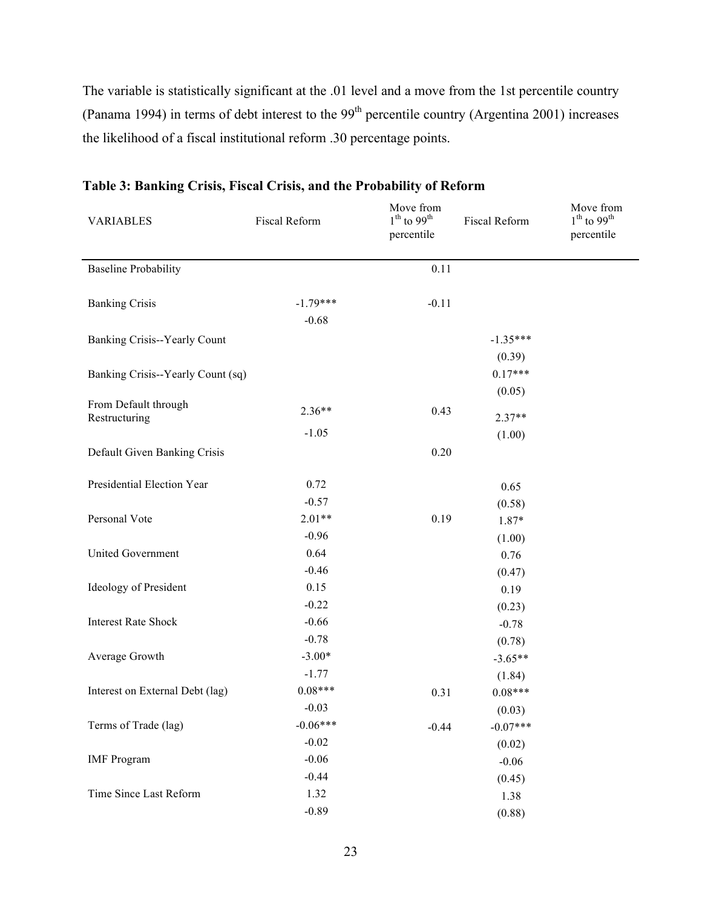The variable is statistically significant at the .01 level and a move from the 1st percentile country (Panama 1994) in terms of debt interest to the 99th percentile country (Argentina 2001) increases the likelihood of a fiscal institutional reform .30 percentage points.

**Table 3: Banking Crisis, Fiscal Crisis, and the Probability of Reform**

| VARIABLES | Fiscal Reform | Move from $1^{th}$ to $99^{th}$ percentile | Fiscal Reform | Move from $1^{th}$ to $99^{th}$ percentile |
|---|---|---|---|---|
| Baseline Probability | | 0.11 | | |
| Banking Crisis | -1.79*** | -0.11 | | |
| | -0.68 | | | |
| Banking Crisis--Yearly Count | | | -1.35*** | |
| | | | (0.39) | |
| Banking Crisis--Yearly Count (sq) | | | 0.17*** | |
| | | | (0.05) | |
| From Default through Restructuring | 2.36** | 0.43 | 2.37** | |
| | -1.05 | | (1.00) | |
| Default Given Banking Crisis | | 0.20 | | |
| Presidential Election Year | 0.72 | | 0.65 | |
| | -0.57 | | (0.58) | |
| Personal Vote | 2.01** | 0.19 | 1.87* | |
| | -0.96 | | (1.00) | |
| United Government | 0.64 | | 0.76 | |
| | -0.46 | | (0.47) | |
| Ideology of President | 0.15 | | 0.19 | |
| | -0.22 | | (0.23) | |
| Interest Rate Shock | -0.66 | | -0.78 | |
| | -0.78 | | (0.78) | |
| Average Growth | -3.00* | | -3.65** | |
| | -1.77 | | (1.84) | |
| Interest on External Debt (lag) | 0.08*** | 0.31 | 0.08*** | |
| | -0.03 | | (0.03) | |
| Terms of Trade (lag) | -0.06*** | -0.44 | -0.07*** | |
| | -0.02 | | (0.02) | |
| IMF Program | -0.06 | | -0.06 | |
| | -0.44 | | (0.45) | |
| Time Since Last Reform | 1.32 | | 1.38 | |
| | -0.89 | | (0.88) | |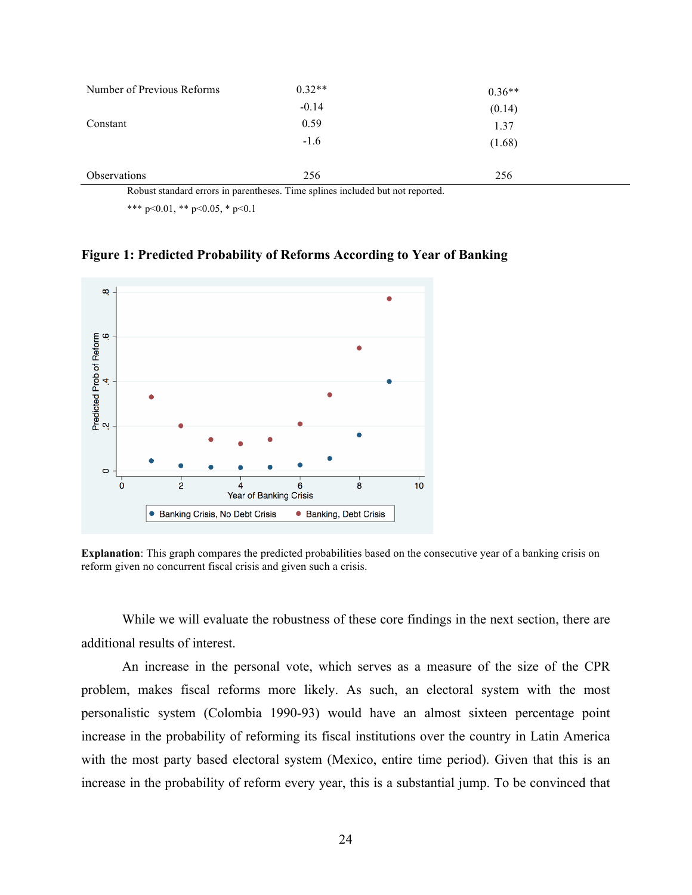| | | |
|---|---|---|
| Number of Previous Reforms | 0.32** | 0.36** |
| | -0.14 | (0.14) |
| Constant | 0.59 | 1.37 |
| | -1.6 | (1.68) |
| | | |
| Observations | 256 | 256 |

Robust standard errors in parentheses. Time splines included but not reported.

*** p<0.01, ** p<0.05, * p<0.1

**Figure 1: Predicted Probability of Reforms According to Year of Banking**

**Explanation**: This graph compares the predicted probabilities based on the consecutive year of a banking crisis on reform given no concurrent fiscal crisis and given such a crisis.

While we will evaluate the robustness of these core findings in the next section, there are additional results of interest.

An increase in the personal vote, which serves as a measure of the size of the CPR problem, makes fiscal reforms more likely. As such, an electoral system with the most personalistic system (Colombia 1990-93) would have an almost sixteen percentage point increase in the probability of reforming its fiscal institutions over the country in Latin America with the most party based electoral system (Mexico, entire time period). Given that this is an increase in the probability of reform every year, this is a substantial jump. To be convinced that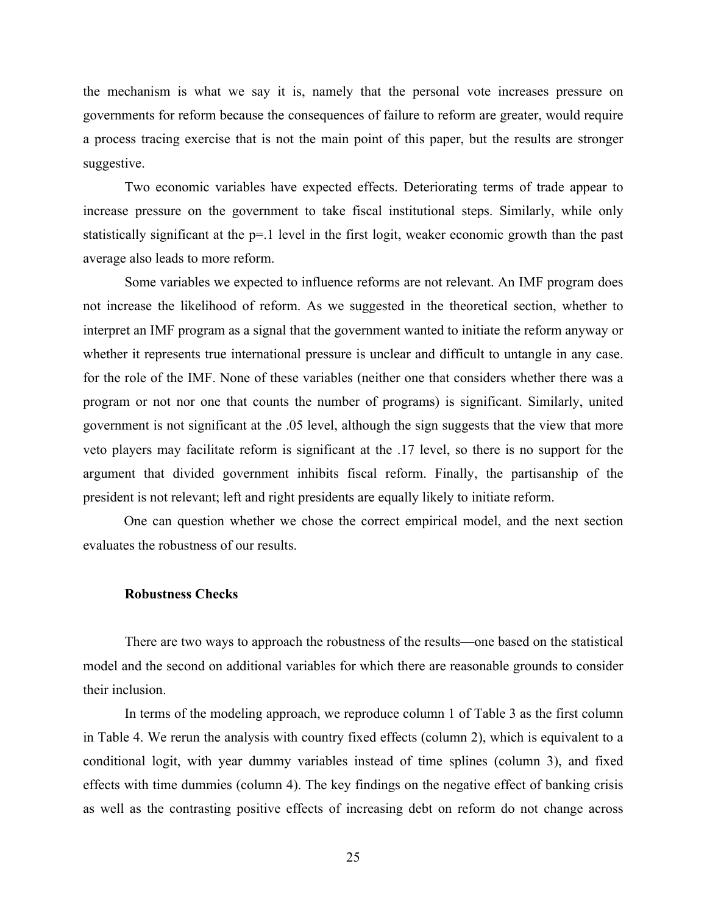the mechanism is what we say it is, namely that the personal vote increases pressure on governments for reform because the consequences of failure to reform are greater, would require a process tracing exercise that is not the main point of this paper, but the results are stronger suggestive.

Two economic variables have expected effects. Deteriorating terms of trade appear to increase pressure on the government to take fiscal institutional steps. Similarly, while only statistically significant at the p=.1 level in the first logit, weaker economic growth than the past average also leads to more reform.

Some variables we expected to influence reforms are not relevant. An IMF program does not increase the likelihood of reform. As we suggested in the theoretical section, whether to interpret an IMF program as a signal that the government wanted to initiate the reform anyway or whether it represents true international pressure is unclear and difficult to untangle in any case. for the role of the IMF. None of these variables (neither one that considers whether there was a program or not nor one that counts the number of programs) is significant. Similarly, united government is not significant at the .05 level, although the sign suggests that the view that more veto players may facilitate reform is significant at the .17 level, so there is no support for the argument that divided government inhibits fiscal reform. Finally, the partisanship of the president is not relevant; left and right presidents are equally likely to initiate reform.

One can question whether we chose the correct empirical model, and the next section evaluates the robustness of our results.

**Robustness Checks**

There are two ways to approach the robustness of the results—one based on the statistical model and the second on additional variables for which there are reasonable grounds to consider their inclusion.

In terms of the modeling approach, we reproduce column 1 of Table 3 as the first column in Table 4. We rerun the analysis with country fixed effects (column 2), which is equivalent to a conditional logit, with year dummy variables instead of time splines (column 3), and fixed effects with time dummies (column 4). The key findings on the negative effect of banking crisis as well as the contrasting positive effects of increasing debt on reform do not change across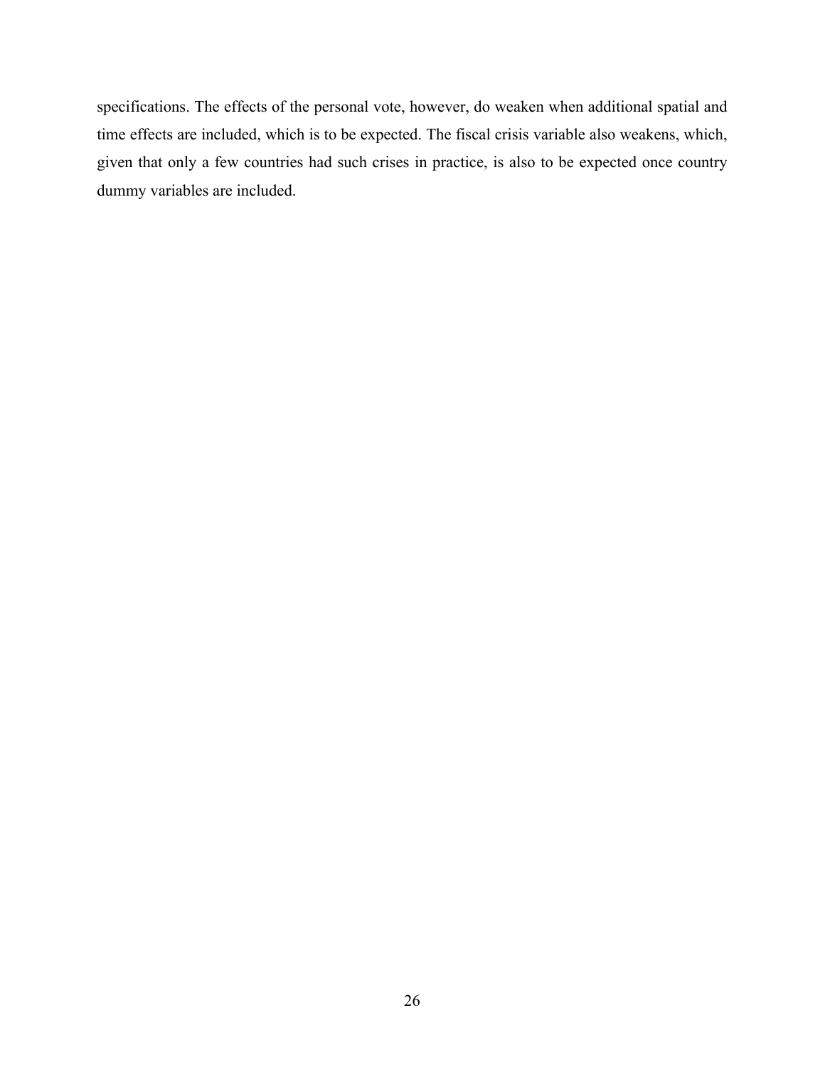specifications. The effects of the personal vote, however, do weaken when additional spatial and time effects are included, which is to be expected. The fiscal crisis variable also weakens, which, given that only a few countries had such crises in practice, is also to be expected once country dummy variables are included.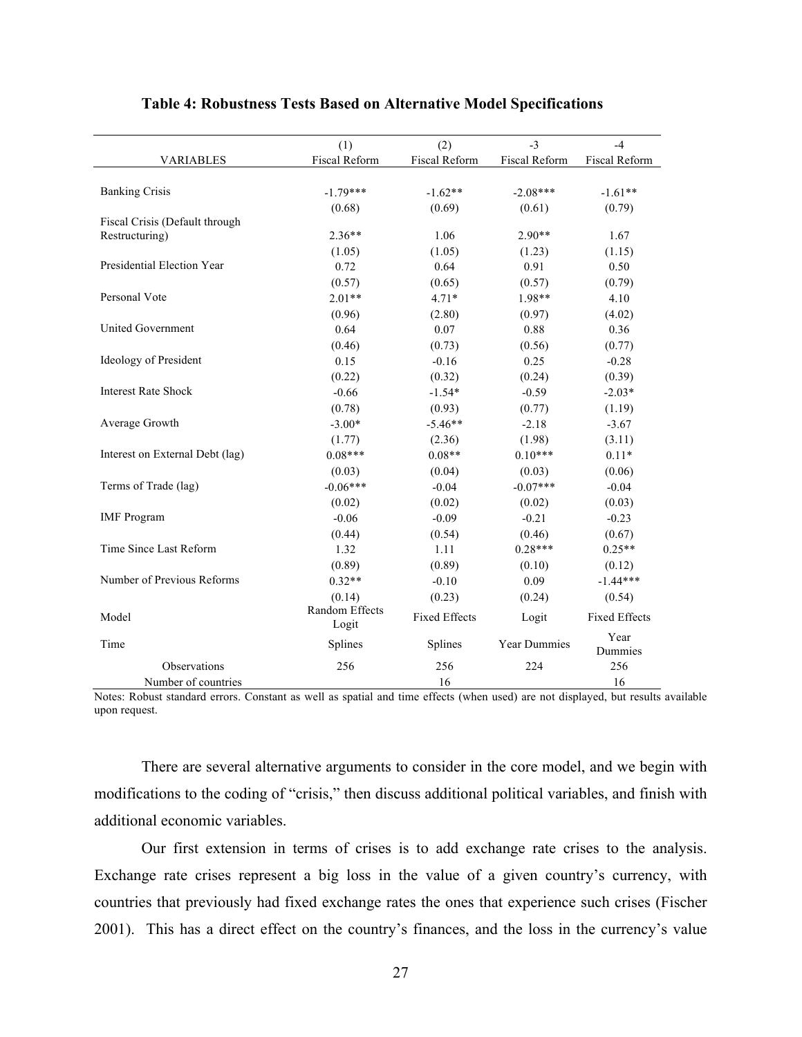**Table 4: Robustness Tests Based on Alternative Model Specifications**

| VARIABLES | (1) Fiscal Reform | (2) Fiscal Reform | -3 Fiscal Reform | -4 Fiscal Reform |
|---|---|---|---|---|
| Banking Crisis | -1.79*** | -1.62** | -2.08*** | -1.61** |
| | (0.68) | (0.69) | (0.61) | (0.79) |
| Fiscal Crisis (Default through Restructuring) | 2.36** | 1.06 | 2.90** | 1.67 |
| | (1.05) | (1.05) | (1.23) | (1.15) |
| Presidential Election Year | 0.72 | 0.64 | 0.91 | 0.50 |
| | (0.57) | (0.65) | (0.57) | (0.79) |
| Personal Vote | 2.01** | 4.71* | 1.98** | 4.10 |
| | (0.96) | (2.80) | (0.97) | (4.02) |
| United Government | 0.64 | 0.07 | 0.88 | 0.36 |
| | (0.46) | (0.73) | (0.56) | (0.77) |
| Ideology of President | 0.15 | -0.16 | 0.25 | -0.28 |
| | (0.22) | (0.32) | (0.24) | (0.39) |
| Interest Rate Shock | -0.66 | -1.54* | -0.59 | -2.03* |
| | (0.78) | (0.93) | (0.77) | (1.19) |
| Average Growth | -3.00* | -5.46** | -2.18 | -3.67 |
| | (1.77) | (2.36) | (1.98) | (3.11) |
| Interest on External Debt (lag) | 0.08*** | 0.08** | 0.10*** | 0.11* |
| | (0.03) | (0.04) | (0.03) | (0.06) |
| Terms of Trade (lag) | -0.06*** | -0.04 | -0.07*** | -0.04 |
| | (0.02) | (0.02) | (0.02) | (0.03) |
| IMF Program | -0.06 | -0.09 | -0.21 | -0.23 |
| | (0.44) | (0.54) | (0.46) | (0.67) |
| Time Since Last Reform | 1.32 | 1.11 | 0.28*** | 0.25** |
| | (0.89) | (0.89) | (0.10) | (0.12) |
| Number of Previous Reforms | 0.32** | -0.10 | 0.09 | -1.44*** |
| | (0.14) | (0.23) | (0.24) | (0.54) |
| Model | Random Effects Logit | Fixed Effects | Logit | Fixed Effects |
| Time | Splines | Splines | Year Dummies | Year Dummies |
| Observations | 256 | 256 | 224 | 256 |
| Number of countries | | 16 | | 16 |

Notes: Robust standard errors. Constant as well as spatial and time effects (when used) are not displayed, but results available upon request.

There are several alternative arguments to consider in the core model, and we begin with modifications to the coding of "crisis," then discuss additional political variables, and finish with additional economic variables.

Our first extension in terms of crises is to add exchange rate crises to the analysis. Exchange rate crises represent a big loss in the value of a given country's currency, with countries that previously had fixed exchange rates the ones that experience such crises (Fischer 2001). This has a direct effect on the country's finances, and the loss in the currency's value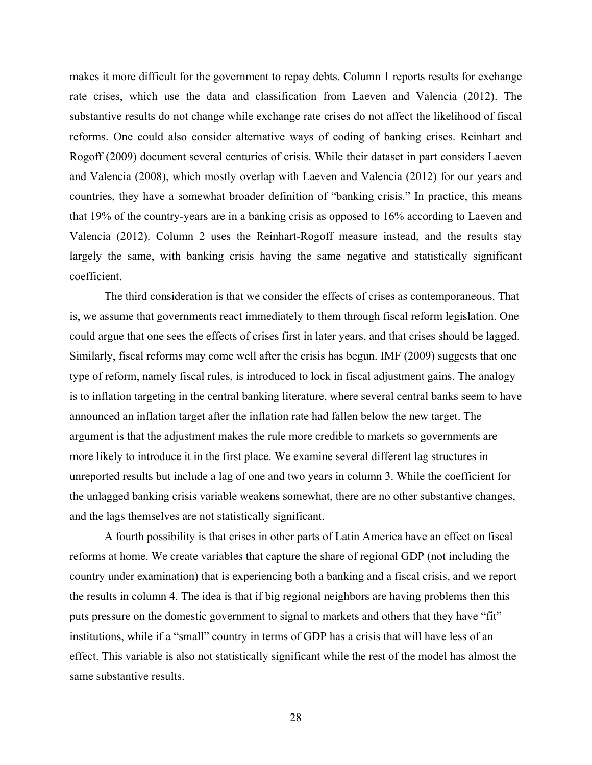makes it more difficult for the government to repay debts. Column 1 reports results for exchange rate crises, which use the data and classification from Laeven and Valencia (2012). The substantive results do not change while exchange rate crises do not affect the likelihood of fiscal reforms. One could also consider alternative ways of coding of banking crises. Reinhart and Rogoff (2009) document several centuries of crisis. While their dataset in part considers Laeven and Valencia (2008), which mostly overlap with Laeven and Valencia (2012) for our years and countries, they have a somewhat broader definition of "banking crisis." In practice, this means that 19% of the country-years are in a banking crisis as opposed to 16% according to Laeven and Valencia (2012). Column 2 uses the Reinhart-Rogoff measure instead, and the results stay largely the same, with banking crisis having the same negative and statistically significant coefficient.

The third consideration is that we consider the effects of crises as contemporaneous. That is, we assume that governments react immediately to them through fiscal reform legislation. One could argue that one sees the effects of crises first in later years, and that crises should be lagged. Similarly, fiscal reforms may come well after the crisis has begun. IMF (2009) suggests that one type of reform, namely fiscal rules, is introduced to lock in fiscal adjustment gains. The analogy is to inflation targeting in the central banking literature, where several central banks seem to have announced an inflation target after the inflation rate had fallen below the new target. The argument is that the adjustment makes the rule more credible to markets so governments are more likely to introduce it in the first place. We examine several different lag structures in unreported results but include a lag of one and two years in column 3. While the coefficient for the unlagged banking crisis variable weakens somewhat, there are no other substantive changes, and the lags themselves are not statistically significant.

A fourth possibility is that crises in other parts of Latin America have an effect on fiscal reforms at home. We create variables that capture the share of regional GDP (not including the country under examination) that is experiencing both a banking and a fiscal crisis, and we report the results in column 4. The idea is that if big regional neighbors are having problems then this puts pressure on the domestic government to signal to markets and others that they have "fit" institutions, while if a "small" country in terms of GDP has a crisis that will have less of an effect. This variable is also not statistically significant while the rest of the model has almost the same substantive results.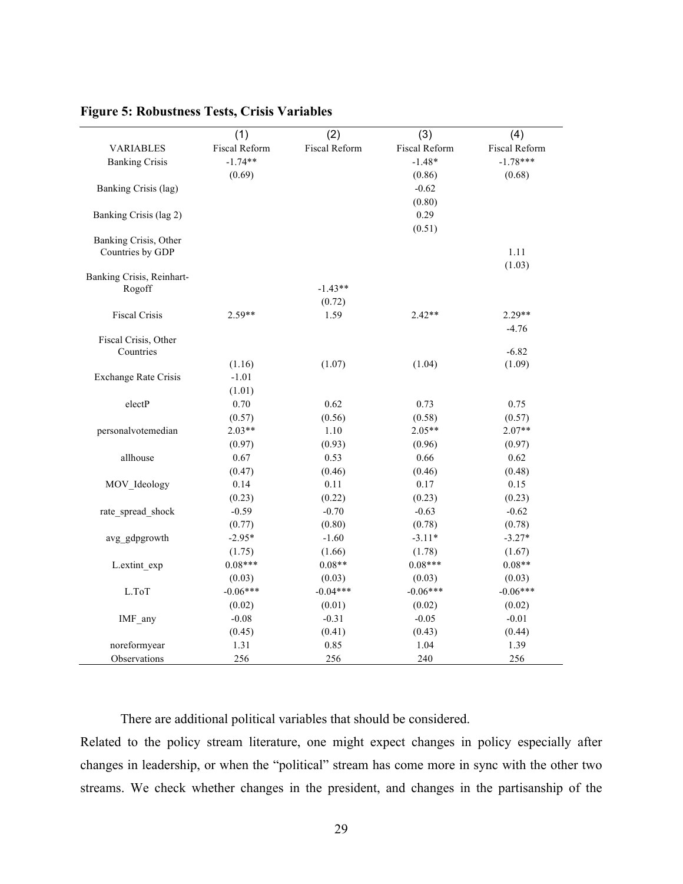**Figure 5: Robustness Tests, Crisis Variables**

| | (1) | (2) | (3) | (4) |
|---|---|---|---|---|
| VARIABLES | Fiscal Reform | Fiscal Reform | Fiscal Reform | Fiscal Reform |
| Banking Crisis | -1.74** | | -1.48* | -1.78*** |
| | (0.69) | | (0.86) | (0.68) |
| Banking Crisis (lag) | | | -0.62 | |
| | | | (0.80) | |
| Banking Crisis (lag 2) | | | 0.29 | |
| | | | (0.51) | |
| Banking Crisis, Other Countries by GDP | | | | 1.11 |
| | | | | (1.03) |
| Banking Crisis, Reinhart-Rogoff | | -1.43** | | |
| | | (0.72) | | |
| Fiscal Crisis | 2.59** | 1.59 | 2.42** | 2.29** |
| | | | | -4.76 |
| Fiscal Crisis, Other Countries | | | | -6.82 |
| | (1.16) | (1.07) | (1.04) | (1.09) |
| Exchange Rate Crisis | -1.01 | | | |
| | (1.01) | | | |
| electP | 0.70 | 0.62 | 0.73 | 0.75 |
| | (0.57) | (0.56) | (0.58) | (0.57) |
| personalvotemedian | 2.03** | 1.10 | 2.05** | 2.07** |
| | (0.97) | (0.93) | (0.96) | (0.97) |
| allhouse | 0.67 | 0.53 | 0.66 | 0.62 |
| | (0.47) | (0.46) | (0.46) | (0.48) |
| MOV_Ideology | 0.14 | 0.11 | 0.17 | 0.15 |
| | (0.23) | (0.22) | (0.23) | (0.23) |
| rate_spread_shock | -0.59 | -0.70 | -0.63 | -0.62 |
| | (0.77) | (0.80) | (0.78) | (0.78) |
| avg_gdpgrowth | -2.95* | -1.60 | -3.11* | -3.27* |
| | (1.75) | (1.66) | (1.78) | (1.67) |
| L.extint_exp | 0.08*** | 0.08** | 0.08*** | 0.08** |
| | (0.03) | (0.03) | (0.03) | (0.03) |
| L.ToT | -0.06*** | -0.04*** | -0.06*** | -0.06*** |
| | (0.02) | (0.01) | (0.02) | (0.02) |
| IMF_any | -0.08 | -0.31 | -0.05 | -0.01 |
| | (0.45) | (0.41) | (0.43) | (0.44) |
| noreformyear | 1.31 | 0.85 | 1.04 | 1.39 |
| Observations | 256 | 256 | 240 | 256 |

There are additional political variables that should be considered. Related to the policy stream literature, one might expect changes in policy especially after changes in leadership, or when the "political" stream has come more in sync with the other two streams. We check whether changes in the president, and changes in the partisanship of the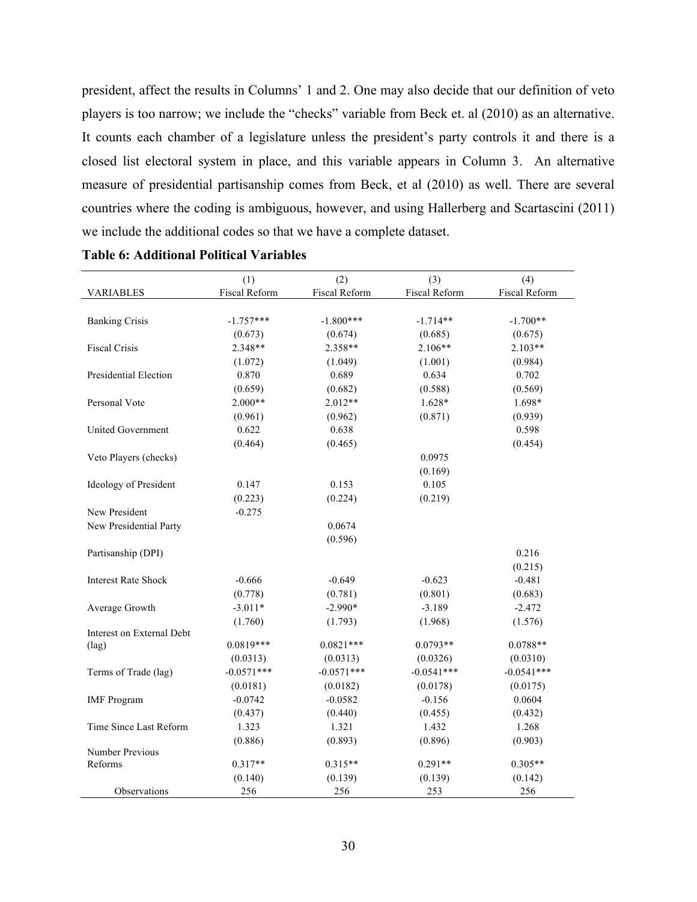president, affect the results in Columns' 1 and 2. One may also decide that our definition of veto players is too narrow; we include the "checks" variable from Beck et. al (2010) as an alternative. It counts each chamber of a legislature unless the president's party controls it and there is a closed list electoral system in place, and this variable appears in Column 3. An alternative measure of presidential partisanship comes from Beck, et al (2010) as well. There are several countries where the coding is ambiguous, however, and using Hallerberg and Scartascini (2011) we include the additional codes so that we have a complete dataset.

**Table 6: Additional Political Variables**

| VARIABLES | (1) Fiscal Reform | (2) Fiscal Reform | (3) Fiscal Reform | (4) Fiscal Reform |
|---|---|---|---|---|
| Banking Crisis | -1.757*** | -1.800*** | -1.714** | -1.700** |
| | (0.673) | (0.674) | (0.685) | (0.675) |
| Fiscal Crisis | 2.348** | 2.358** | 2.106** | 2.103** |
| | (1.072) | (1.049) | (1.001) | (0.984) |
| Presidential Election | 0.870 | 0.689 | 0.634 | 0.702 |
| | (0.659) | (0.682) | (0.588) | (0.569) |
| Personal Vote | 2.000** | 2.012** | 1.628* | 1.698* |
| | (0.961) | (0.962) | (0.871) | (0.939) |
| United Government | 0.622 | 0.638 | | 0.598 |
| | (0.464) | (0.465) | | (0.454) |
| Veto Players (checks) | | | 0.0975 | |
| | | | (0.169) | |
| Ideology of President | 0.147 | 0.153 | 0.105 | |
| | (0.223) | (0.224) | (0.219) | |
| New President | -0.275 | | | |
| New Presidential Party | | 0.0674 | | |
| | | (0.596) | | |
| Partisanship (DPI) | | | | 0.216 |
| | | | | (0.215) |
| Interest Rate Shock | -0.666 | -0.649 | -0.623 | -0.481 |
| | (0.778) | (0.781) | (0.801) | (0.683) |
| Average Growth | -3.011* | -2.990* | -3.189 | -2.472 |
| | (1.760) | (1.793) | (1.968) | (1.576) |
| Interest on External Debt (lag) | 0.0819*** | 0.0821*** | 0.0793** | 0.0788** |
| | (0.0313) | (0.0313) | (0.0326) | (0.0310) |
| Terms of Trade (lag) | -0.0571*** | -0.0571*** | -0.0541*** | -0.0541*** |
| | (0.0181) | (0.0182) | (0.0178) | (0.0175) |
| IMF Program | -0.0742 | -0.0582 | -0.156 | 0.0604 |
| | (0.437) | (0.440) | (0.455) | (0.432) |
| Time Since Last Reform | 1.323 | 1.321 | 1.432 | 1.268 |
| | (0.886) | (0.893) | (0.896) | (0.903) |
| Number Previous Reforms | 0.317** | 0.315** | 0.291** | 0.305** |
| | (0.140) | (0.139) | (0.139) | (0.142) |
| Observations | 256 | 256 | 253 | 256 |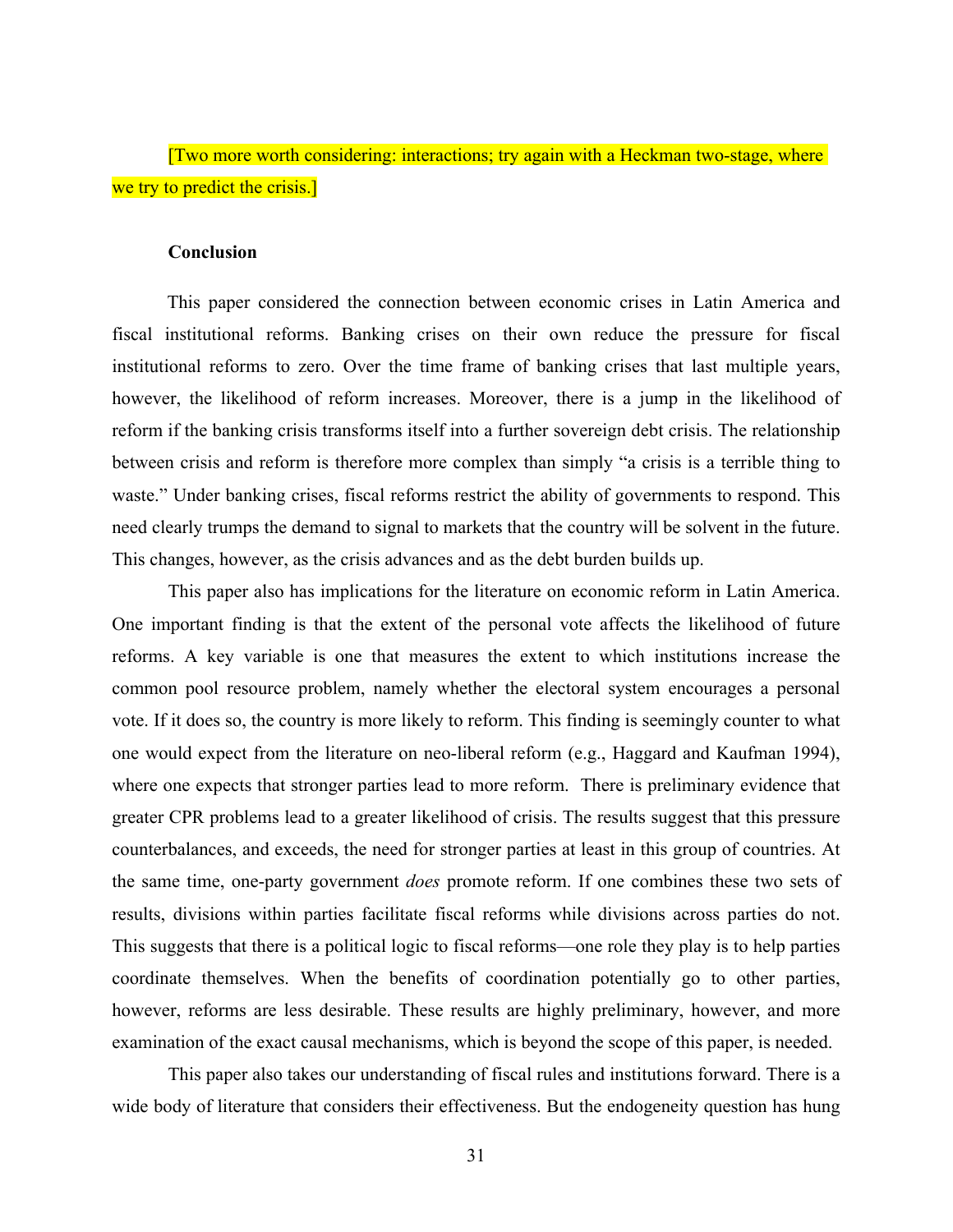[Two more worth considering: interactions; try again with a Heckman two-stage, where we try to predict the crisis.]

**Conclusion**

This paper considered the connection between economic crises in Latin America and fiscal institutional reforms. Banking crises on their own reduce the pressure for fiscal institutional reforms to zero. Over the time frame of banking crises that last multiple years, however, the likelihood of reform increases. Moreover, there is a jump in the likelihood of reform if the banking crisis transforms itself into a further sovereign debt crisis. The relationship between crisis and reform is therefore more complex than simply "a crisis is a terrible thing to waste." Under banking crises, fiscal reforms restrict the ability of governments to respond. This need clearly trumps the demand to signal to markets that the country will be solvent in the future. This changes, however, as the crisis advances and as the debt burden builds up.

This paper also has implications for the literature on economic reform in Latin America. One important finding is that the extent of the personal vote affects the likelihood of future reforms. A key variable is one that measures the extent to which institutions increase the common pool resource problem, namely whether the electoral system encourages a personal vote. If it does so, the country is more likely to reform. This finding is seemingly counter to what one would expect from the literature on neo-liberal reform (e.g., Haggard and Kaufman 1994), where one expects that stronger parties lead to more reform. There is preliminary evidence that greater CPR problems lead to a greater likelihood of crisis. The results suggest that this pressure counterbalances, and exceeds, the need for stronger parties at least in this group of countries. At the same time, one-party government *does* promote reform. If one combines these two sets of results, divisions within parties facilitate fiscal reforms while divisions across parties do not. This suggests that there is a political logic to fiscal reforms—one role they play is to help parties coordinate themselves. When the benefits of coordination potentially go to other parties, however, reforms are less desirable. These results are highly preliminary, however, and more examination of the exact causal mechanisms, which is beyond the scope of this paper, is needed.

This paper also takes our understanding of fiscal rules and institutions forward. There is a wide body of literature that considers their effectiveness. But the endogeneity question has hung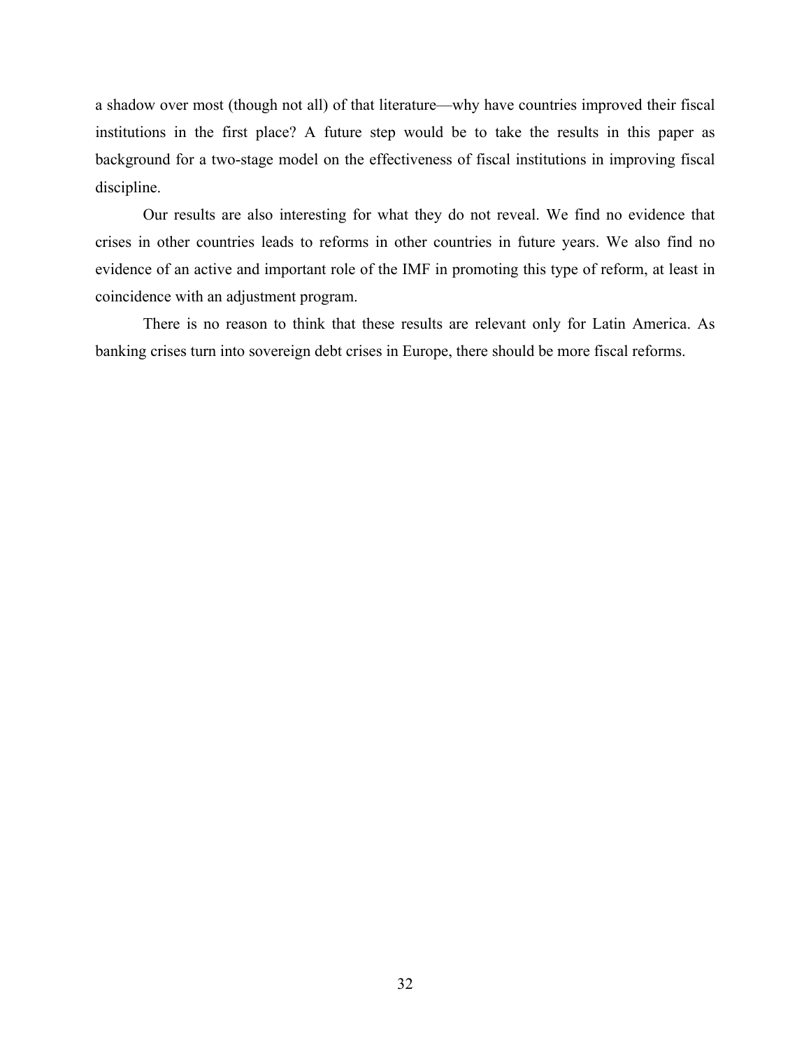a shadow over most (though not all) of that literature—why have countries improved their fiscal institutions in the first place? A future step would be to take the results in this paper as background for a two-stage model on the effectiveness of fiscal institutions in improving fiscal discipline.

Our results are also interesting for what they do not reveal. We find no evidence that crises in other countries leads to reforms in other countries in future years. We also find no evidence of an active and important role of the IMF in promoting this type of reform, at least in coincidence with an adjustment program.

There is no reason to think that these results are relevant only for Latin America. As banking crises turn into sovereign debt crises in Europe, there should be more fiscal reforms.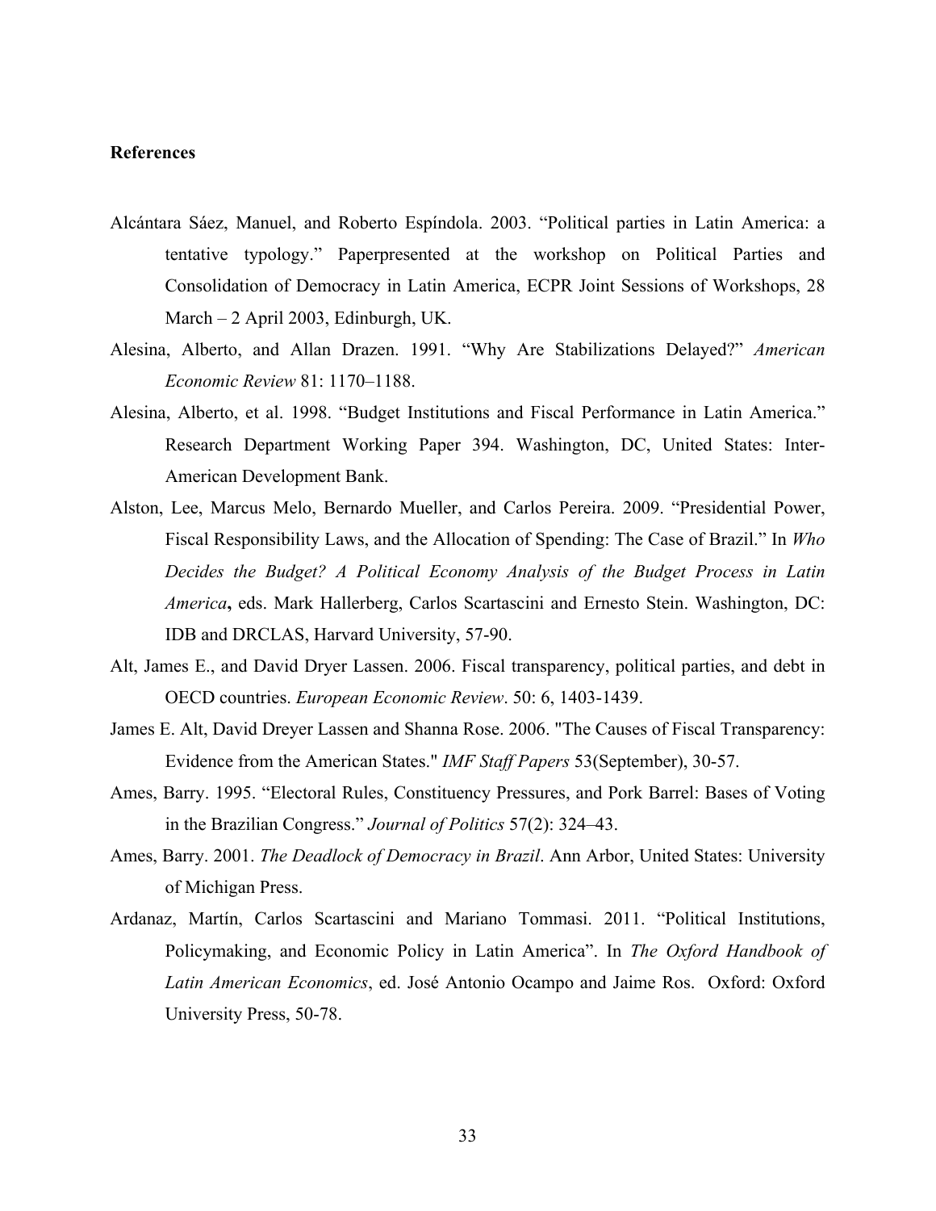## References

Alcántara Sáez, Manuel, and Roberto Espíndola. 2003. "Political parties in Latin America: a tentative typology." Paperpresented at the workshop on Political Parties and Consolidation of Democracy in Latin America, ECPR Joint Sessions of Workshops, 28 March – 2 April 2003, Edinburgh, UK.

Alesina, Alberto, and Allan Drazen. 1991. "Why Are Stabilizations Delayed?" *American Economic Review* 81: 1170–1188.

Alesina, Alberto, et al. 1998. "Budget Institutions and Fiscal Performance in Latin America." Research Department Working Paper 394. Washington, DC, United States: Inter-American Development Bank.

Alston, Lee, Marcus Melo, Bernardo Mueller, and Carlos Pereira. 2009. "Presidential Power, Fiscal Responsibility Laws, and the Allocation of Spending: The Case of Brazil." In *Who Decides the Budget? A Political Economy Analysis of the Budget Process in Latin America*, eds. Mark Hallerberg, Carlos Scartascini and Ernesto Stein. Washington, DC: IDB and DRCLAS, Harvard University, 57-90.

Alt, James E., and David Dryer Lassen. 2006. Fiscal transparency, political parties, and debt in OECD countries. *European Economic Review*. 50: 6, 1403-1439.

James E. Alt, David Dreyer Lassen and Shanna Rose. 2006. "The Causes of Fiscal Transparency: Evidence from the American States." *IMF Staff Papers* 53(September), 30-57.

Ames, Barry. 1995. "Electoral Rules, Constituency Pressures, and Pork Barrel: Bases of Voting in the Brazilian Congress." *Journal of Politics* 57(2): 324–43.

Ames, Barry. 2001. *The Deadlock of Democracy in Brazil*. Ann Arbor, United States: University of Michigan Press.

Ardanaz, Martín, Carlos Scartascini and Mariano Tommasi. 2011. "Political Institutions, Policymaking, and Economic Policy in Latin America". In *The Oxford Handbook of Latin American Economics*, ed. José Antonio Ocampo and Jaime Ros. Oxford: Oxford University Press, 50-78.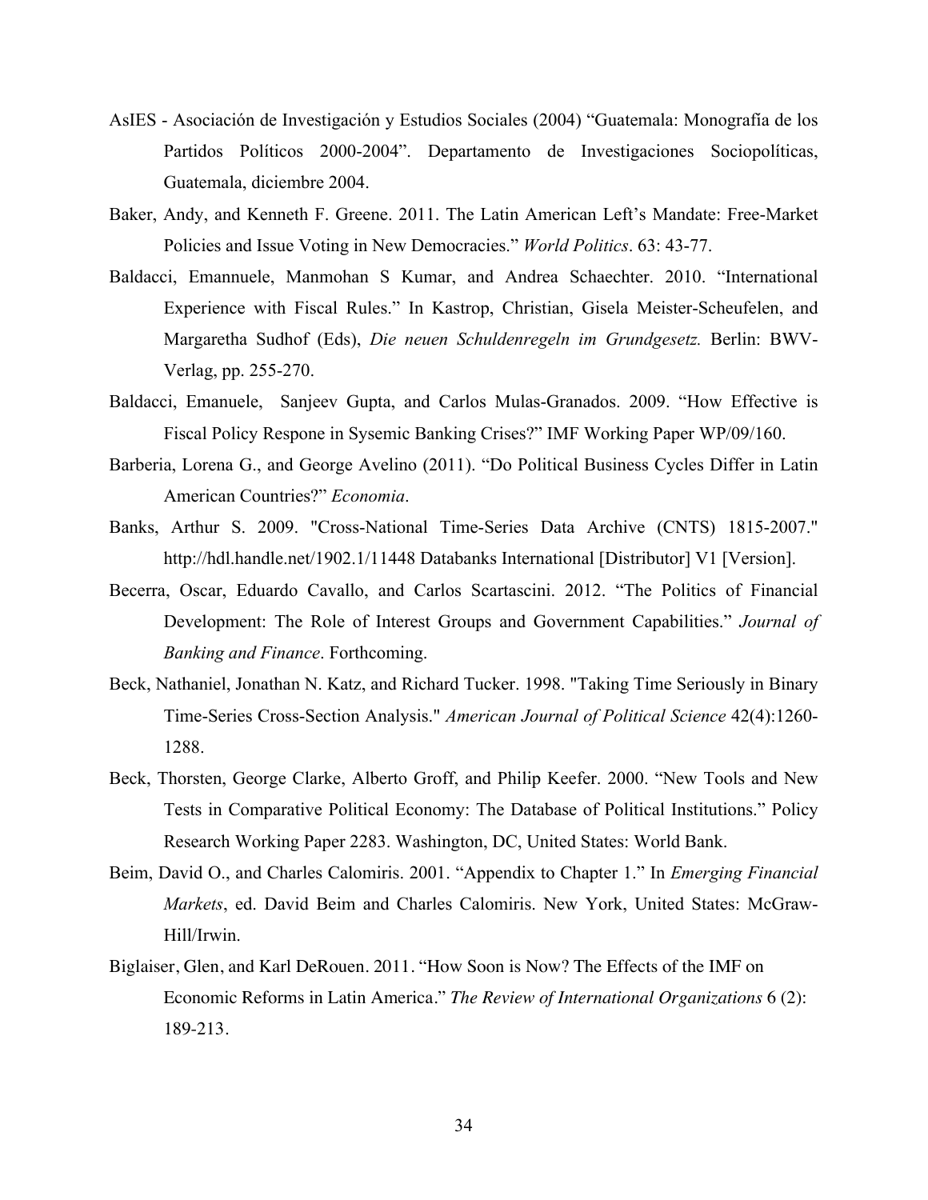AsIES - Asociación de Investigación y Estudios Sociales (2004) "Guatemala: Monografía de los Partidos Políticos 2000-2004". Departamento de Investigaciones Sociopolíticas, Guatemala, diciembre 2004.

Baker, Andy, and Kenneth F. Greene. 2011. The Latin American Left's Mandate: Free-Market Policies and Issue Voting in New Democracies." *World Politics*. 63: 43-77.

Baldacci, Emannuele, Manmohan S Kumar, and Andrea Schaechter. 2010. "International Experience with Fiscal Rules." In Kastrop, Christian, Gisela Meister-Scheufelen, and Margaretha Sudhof (Eds), *Die neuen Schuldenregeln im Grundgesetz.* Berlin: BWV-Verlag, pp. 255-270.

Baldacci, Emanuele, Sanjeev Gupta, and Carlos Mulas-Granados. 2009. "How Effective is Fiscal Policy Respone in Sysemic Banking Crises?" IMF Working Paper WP/09/160.

Barberia, Lorena G., and George Avelino (2011). "Do Political Business Cycles Differ in Latin American Countries?" *Economia*.

Banks, Arthur S. 2009. "Cross-National Time-Series Data Archive (CNTS) 1815-2007." http://hdl.handle.net/1902.1/11448 Databanks International [Distributor] V1 [Version].

Becerra, Oscar, Eduardo Cavallo, and Carlos Scartascini. 2012. "The Politics of Financial Development: The Role of Interest Groups and Government Capabilities." *Journal of Banking and Finance*. Forthcoming.

Beck, Nathaniel, Jonathan N. Katz, and Richard Tucker. 1998. "Taking Time Seriously in Binary Time-Series Cross-Section Analysis." *American Journal of Political Science* 42(4):1260-1288.

Beck, Thorsten, George Clarke, Alberto Groff, and Philip Keefer. 2000. "New Tools and New Tests in Comparative Political Economy: The Database of Political Institutions." Policy Research Working Paper 2283. Washington, DC, United States: World Bank.

Beim, David O., and Charles Calomiris. 2001. "Appendix to Chapter 1." In *Emerging Financial Markets*, ed. David Beim and Charles Calomiris. New York, United States: McGraw-Hill/Irwin.

Biglaiser, Glen, and Karl DeRouen. 2011. "How Soon is Now? The Effects of the IMF on Economic Reforms in Latin America." *The Review of International Organizations* 6 (2): 189-213.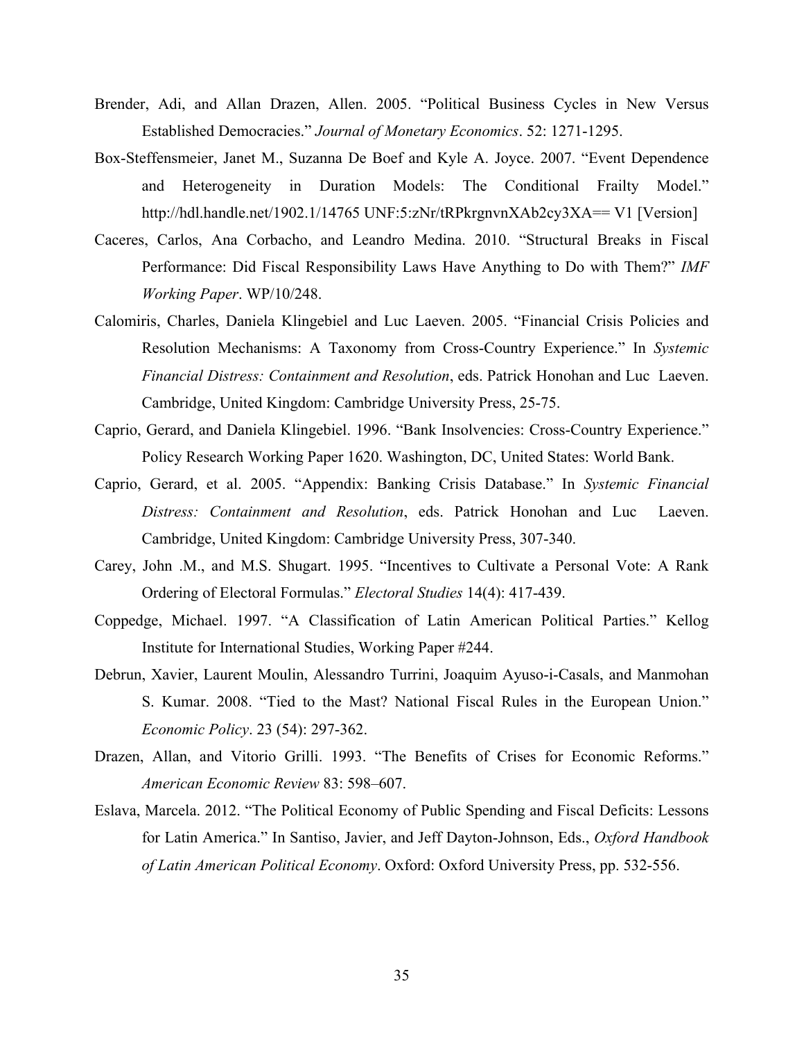Brender, Adi, and Allan Drazen, Allen. 2005. "Political Business Cycles in New Versus Established Democracies." *Journal of Monetary Economics*. 52: 1271-1295.

Box-Steffensmeier, Janet M., Suzanna De Boef and Kyle A. Joyce. 2007. "Event Dependence and Heterogeneity in Duration Models: The Conditional Frailty Model." http://hdl.handle.net/1902.1/14765 UNF:5:zNr/tRPkrgnvnXAb2cy3XA== V1 [Version]

Caceres, Carlos, Ana Corbacho, and Leandro Medina. 2010. "Structural Breaks in Fiscal Performance: Did Fiscal Responsibility Laws Have Anything to Do with Them?" *IMF Working Paper*. WP/10/248.

Calomiris, Charles, Daniela Klingebiel and Luc Laeven. 2005. "Financial Crisis Policies and Resolution Mechanisms: A Taxonomy from Cross-Country Experience." In *Systemic Financial Distress: Containment and Resolution*, eds. Patrick Honohan and Luc Laeven. Cambridge, United Kingdom: Cambridge University Press, 25-75.

Caprio, Gerard, and Daniela Klingebiel. 1996. "Bank Insolvencies: Cross-Country Experience." Policy Research Working Paper 1620. Washington, DC, United States: World Bank.

Caprio, Gerard, et al. 2005. "Appendix: Banking Crisis Database." In *Systemic Financial Distress: Containment and Resolution*, eds. Patrick Honohan and Luc Laeven. Cambridge, United Kingdom: Cambridge University Press, 307-340.

Carey, John .M., and M.S. Shugart. 1995. "Incentives to Cultivate a Personal Vote: A Rank Ordering of Electoral Formulas." *Electoral Studies* 14(4): 417-439.

Coppedge, Michael. 1997. "A Classification of Latin American Political Parties." Kellog Institute for International Studies, Working Paper #244.

Debrun, Xavier, Laurent Moulin, Alessandro Turrini, Joaquim Ayuso-i-Casals, and Manmohan S. Kumar. 2008. "Tied to the Mast? National Fiscal Rules in the European Union." *Economic Policy*. 23 (54): 297-362.

Drazen, Allan, and Vitorio Grilli. 1993. "The Benefits of Crises for Economic Reforms." *American Economic Review* 83: 598–607.

Eslava, Marcela. 2012. "The Political Economy of Public Spending and Fiscal Deficits: Lessons for Latin America." In Santiso, Javier, and Jeff Dayton-Johnson, Eds., *Oxford Handbook of Latin American Political Economy*. Oxford: Oxford University Press, pp. 532-556.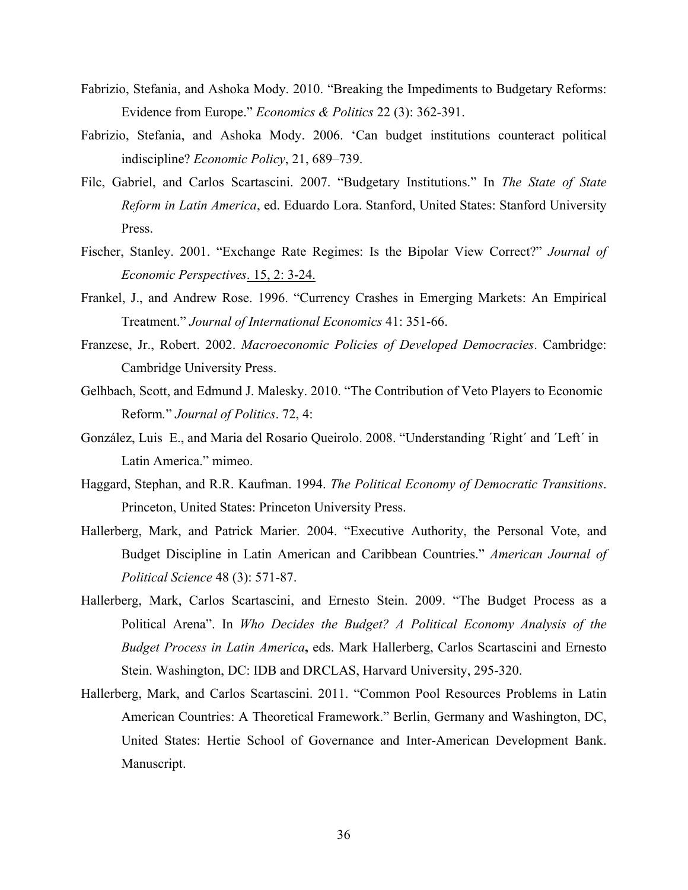Fabrizio, Stefania, and Ashoka Mody. 2010. "Breaking the Impediments to Budgetary Reforms: Evidence from Europe." *Economics & Politics* 22 (3): 362-391.

Fabrizio, Stefania, and Ashoka Mody. 2006. 'Can budget institutions counteract political indiscipline? *Economic Policy*, 21, 689–739.

Filc, Gabriel, and Carlos Scartascini. 2007. "Budgetary Institutions." In *The State of State Reform in Latin America*, ed. Eduardo Lora. Stanford, United States: Stanford University Press.

Fischer, Stanley. 2001. "Exchange Rate Regimes: Is the Bipolar View Correct?" *Journal of Economic Perspectives*. 15, 2: 3-24.

Frankel, J., and Andrew Rose. 1996. "Currency Crashes in Emerging Markets: An Empirical Treatment." *Journal of International Economics* 41: 351-66.

Franzese, Jr., Robert. 2002. *Macroeconomic Policies of Developed Democracies*. Cambridge: Cambridge University Press.

Gelhbach, Scott, and Edmund J. Malesky. 2010. "The Contribution of Veto Players to Economic Reform." *Journal of Politics*. 72, 4:

González, Luis E., and Maria del Rosario Queirolo. 2008. "Understanding ´Right´ and ´Left´ in Latin America." mimeo.

Haggard, Stephan, and R.R. Kaufman. 1994. *The Political Economy of Democratic Transitions*. Princeton, United States: Princeton University Press.

Hallerberg, Mark, and Patrick Marier. 2004. "Executive Authority, the Personal Vote, and Budget Discipline in Latin American and Caribbean Countries." *American Journal of Political Science* 48 (3): 571-87.

Hallerberg, Mark, Carlos Scartascini, and Ernesto Stein. 2009. "The Budget Process as a Political Arena". In *Who Decides the Budget? A Political Economy Analysis of the Budget Process in Latin America***,** eds. Mark Hallerberg, Carlos Scartascini and Ernesto Stein. Washington, DC: IDB and DRCLAS, Harvard University, 295-320.

Hallerberg, Mark, and Carlos Scartascini. 2011. "Common Pool Resources Problems in Latin American Countries: A Theoretical Framework." Berlin, Germany and Washington, DC, United States: Hertie School of Governance and Inter-American Development Bank. Manuscript.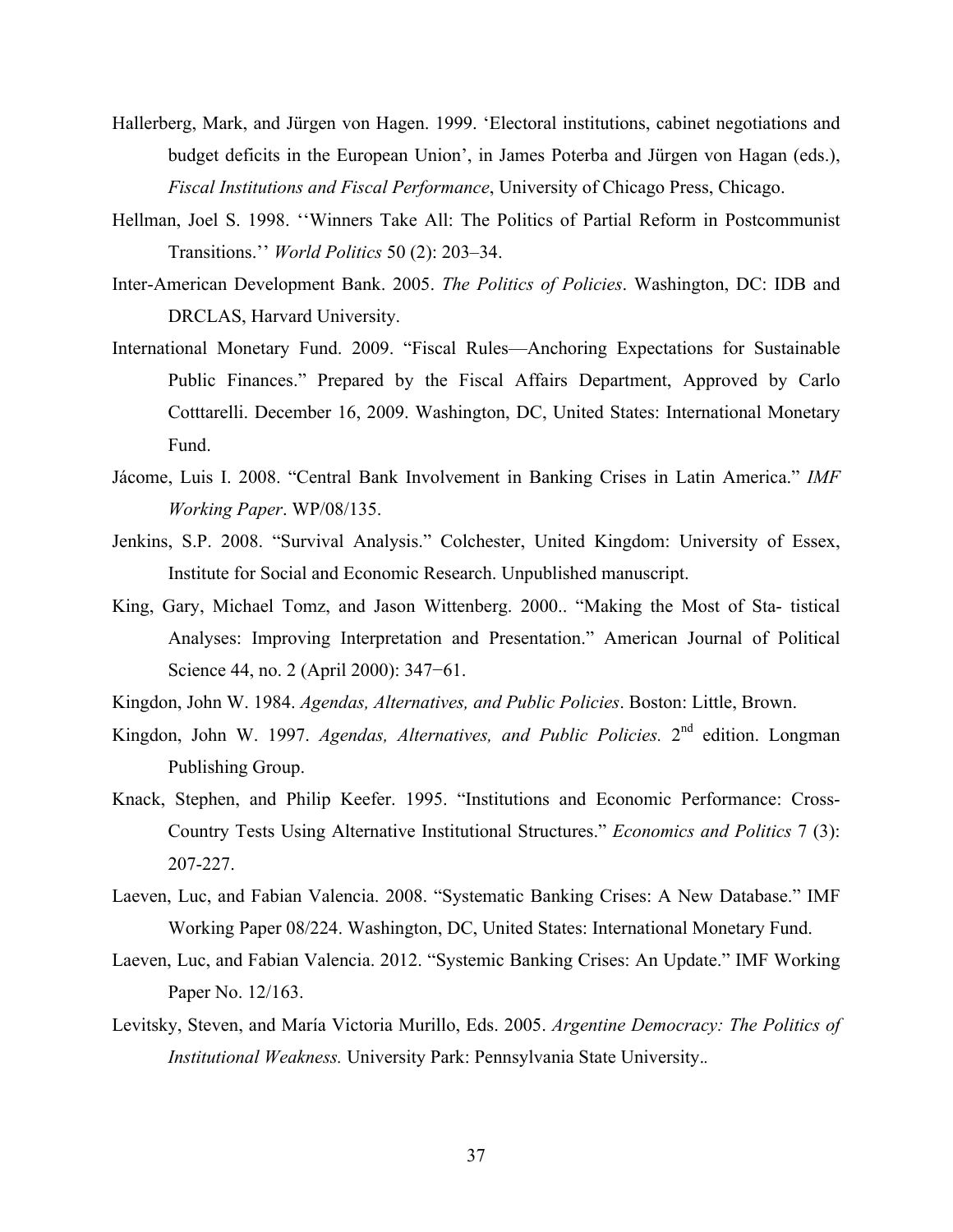Hallerberg, Mark, and Jürgen von Hagen. 1999. 'Electoral institutions, cabinet negotiations and budget deficits in the European Union', in James Poterba and Jürgen von Hagan (eds.), *Fiscal Institutions and Fiscal Performance*, University of Chicago Press, Chicago.

Hellman, Joel S. 1998. ''Winners Take All: The Politics of Partial Reform in Postcommunist Transitions.'' *World Politics* 50 (2): 203–34.

Inter-American Development Bank. 2005. *The Politics of Policies*. Washington, DC: IDB and DRCLAS, Harvard University.

International Monetary Fund. 2009. "Fiscal Rules—Anchoring Expectations for Sustainable Public Finances." Prepared by the Fiscal Affairs Department, Approved by Carlo Cotttarelli. December 16, 2009. Washington, DC, United States: International Monetary Fund.

Jácome, Luis I. 2008. "Central Bank Involvement in Banking Crises in Latin America." *IMF Working Paper*. WP/08/135.

Jenkins, S.P. 2008. "Survival Analysis." Colchester, United Kingdom: University of Essex, Institute for Social and Economic Research. Unpublished manuscript.

King, Gary, Michael Tomz, and Jason Wittenberg. 2000.. "Making the Most of Sta- tistical Analyses: Improving Interpretation and Presentation." American Journal of Political Science 44, no. 2 (April 2000): 347−61.

Kingdon, John W. 1984. *Agendas, Alternatives, and Public Policies*. Boston: Little, Brown.

Kingdon, John W. 1997. *Agendas, Alternatives, and Public Policies.* 2nd edition. Longman Publishing Group.

Knack, Stephen, and Philip Keefer. 1995. "Institutions and Economic Performance: Cross-Country Tests Using Alternative Institutional Structures." *Economics and Politics* 7 (3): 207-227.

Laeven, Luc, and Fabian Valencia. 2008. "Systematic Banking Crises: A New Database." IMF Working Paper 08/224. Washington, DC, United States: International Monetary Fund.

Laeven, Luc, and Fabian Valencia. 2012. "Systemic Banking Crises: An Update." IMF Working Paper No. 12/163.

Levitsky, Steven, and María Victoria Murillo, Eds. 2005. *Argentine Democracy: The Politics of Institutional Weakness.* University Park: Pennsylvania State University..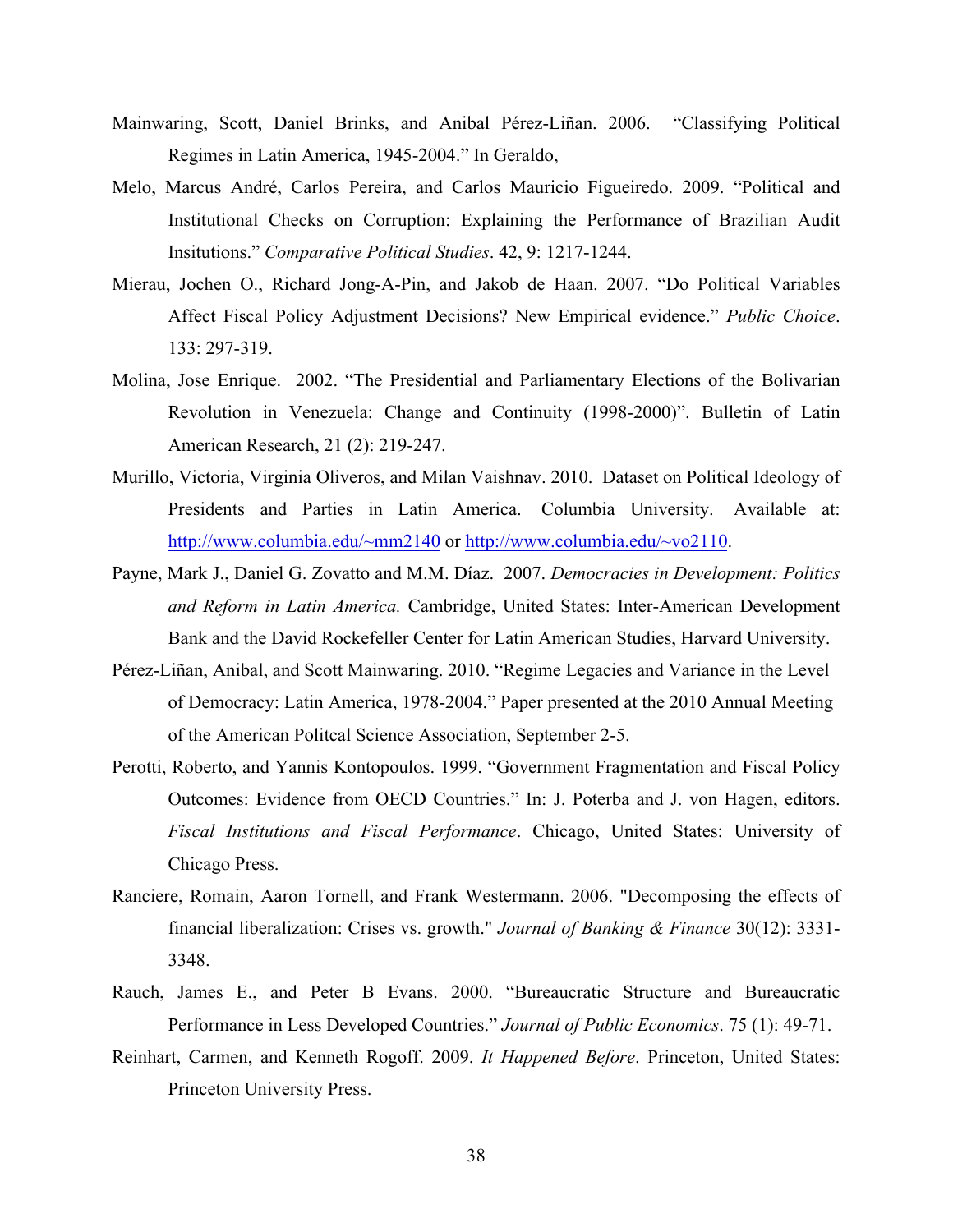Mainwaring, Scott, Daniel Brinks, and Anibal Pérez-Liñan. 2006. "Classifying Political Regimes in Latin America, 1945-2004." In Geraldo,

Melo, Marcus André, Carlos Pereira, and Carlos Mauricio Figueiredo. 2009. "Political and Institutional Checks on Corruption: Explaining the Performance of Brazilian Audit Insitutions." *Comparative Political Studies*. 42, 9: 1217-1244.

Mierau, Jochen O., Richard Jong-A-Pin, and Jakob de Haan. 2007. "Do Political Variables Affect Fiscal Policy Adjustment Decisions? New Empirical evidence." *Public Choice*. 133: 297-319.

Molina, Jose Enrique. 2002. "The Presidential and Parliamentary Elections of the Bolivarian Revolution in Venezuela: Change and Continuity (1998-2000)". Bulletin of Latin American Research, 21 (2): 219-247.

Murillo, Victoria, Virginia Oliveros, and Milan Vaishnav. 2010. Dataset on Political Ideology of Presidents and Parties in Latin America. Columbia University. Available at: http://www.columbia.edu/~mm2140 or http://www.columbia.edu/~vo2110.

Payne, Mark J., Daniel G. Zovatto and M.M. Díaz. 2007. *Democracies in Development: Politics and Reform in Latin America.* Cambridge, United States: Inter-American Development Bank and the David Rockefeller Center for Latin American Studies, Harvard University.

Pérez-Liñan, Anibal, and Scott Mainwaring. 2010. "Regime Legacies and Variance in the Level of Democracy: Latin America, 1978-2004." Paper presented at the 2010 Annual Meeting of the American Politcal Science Association, September 2-5.

Perotti, Roberto, and Yannis Kontopoulos. 1999. "Government Fragmentation and Fiscal Policy Outcomes: Evidence from OECD Countries." In: J. Poterba and J. von Hagen, editors. *Fiscal Institutions and Fiscal Performance*. Chicago, United States: University of Chicago Press.

Ranciere, Romain, Aaron Tornell, and Frank Westermann. 2006. "Decomposing the effects of financial liberalization: Crises vs. growth." *Journal of Banking & Finance* 30(12): 3331-3348.

Rauch, James E., and Peter B Evans. 2000. "Bureaucratic Structure and Bureaucratic Performance in Less Developed Countries." *Journal of Public Economics*. 75 (1): 49-71.

Reinhart, Carmen, and Kenneth Rogoff. 2009. *It Happened Before*. Princeton, United States: Princeton University Press.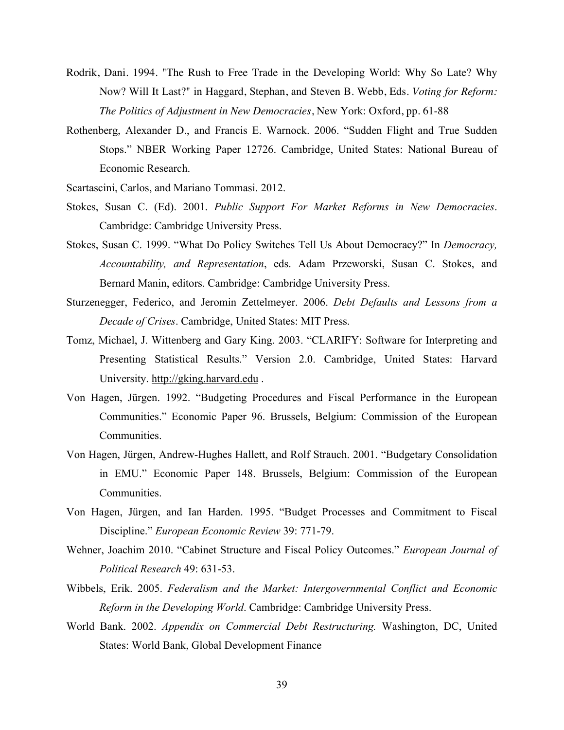Rodrik, Dani. 1994. "The Rush to Free Trade in the Developing World: Why So Late? Why Now? Will It Last?" in Haggard, Stephan, and Steven B. Webb, Eds. *Voting for Reform: The Politics of Adjustment in New Democracies*, New York: Oxford, pp. 61-88

Rothenberg, Alexander D., and Francis E. Warnock. 2006. "Sudden Flight and True Sudden Stops." NBER Working Paper 12726. Cambridge, United States: National Bureau of Economic Research.

Scartascini, Carlos, and Mariano Tommasi. 2012.

Stokes, Susan C. (Ed). 2001. *Public Support For Market Reforms in New Democracies*. Cambridge: Cambridge University Press.

Stokes, Susan C. 1999. "What Do Policy Switches Tell Us About Democracy?" In *Democracy, Accountability, and Representation*, eds. Adam Przeworski, Susan C. Stokes, and Bernard Manin, editors. Cambridge: Cambridge University Press.

Sturzenegger, Federico, and Jeromin Zettelmeyer. 2006. *Debt Defaults and Lessons from a Decade of Crises*. Cambridge, United States: MIT Press.

Tomz, Michael, J. Wittenberg and Gary King. 2003. "CLARIFY: Software for Interpreting and Presenting Statistical Results." Version 2.0. Cambridge, United States: Harvard University. http://gking.harvard.edu .

Von Hagen, Jürgen. 1992. "Budgeting Procedures and Fiscal Performance in the European Communities." Economic Paper 96. Brussels, Belgium: Commission of the European Communities.

Von Hagen, Jürgen, Andrew-Hughes Hallett, and Rolf Strauch. 2001. "Budgetary Consolidation in EMU." Economic Paper 148. Brussels, Belgium: Commission of the European Communities.

Von Hagen, Jürgen, and Ian Harden. 1995. "Budget Processes and Commitment to Fiscal Discipline." *European Economic Review* 39: 771-79.

Wehner, Joachim 2010. "Cabinet Structure and Fiscal Policy Outcomes." *European Journal of Political Research* 49: 631-53.

Wibbels, Erik. 2005. *Federalism and the Market: Intergovernmental Conflict and Economic Reform in the Developing World*. Cambridge: Cambridge University Press.

World Bank. 2002. *Appendix on Commercial Debt Restructuring.* Washington, DC, United States: World Bank, Global Development Finance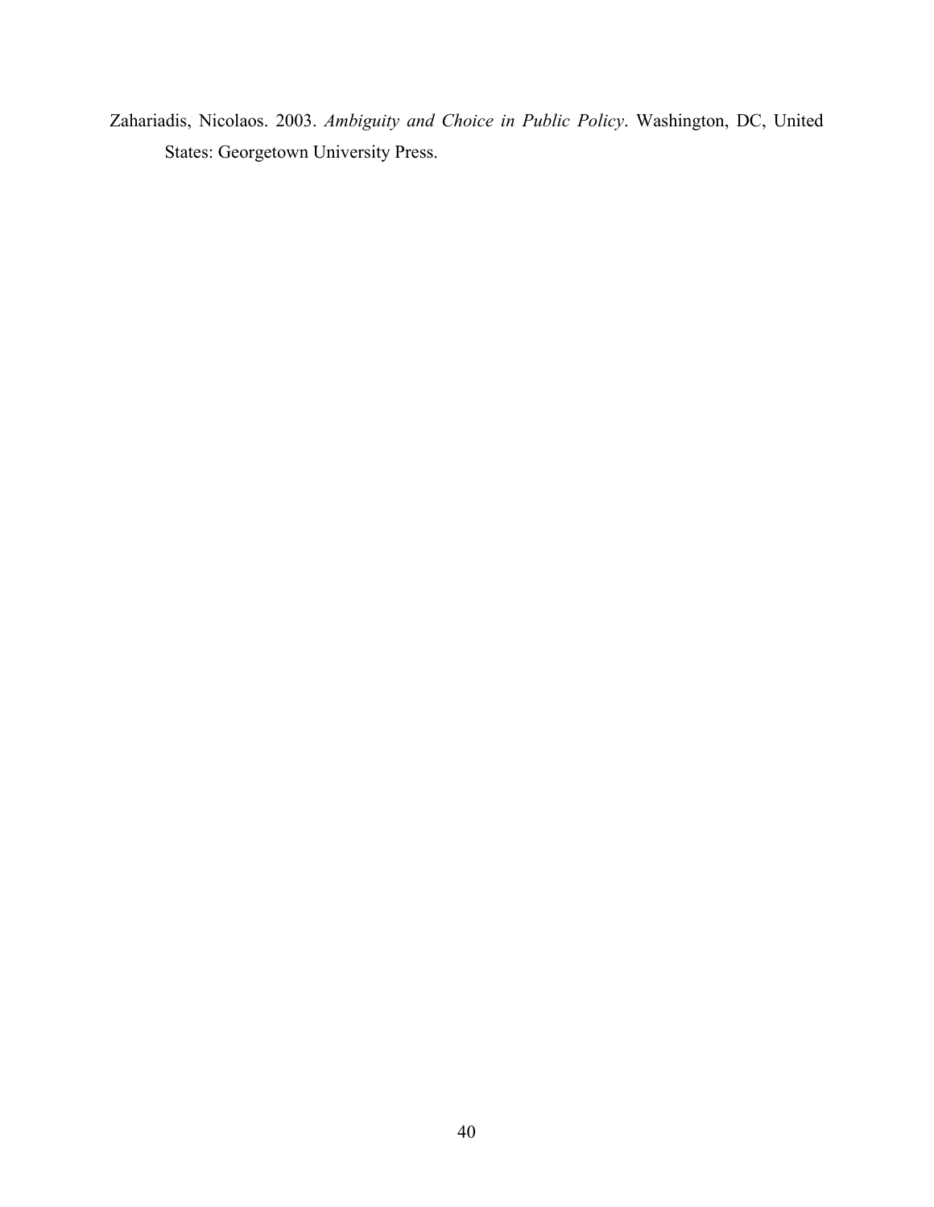Zahariadis, Nicolaos. 2003. *Ambiguity and Choice in Public Policy*. Washington, DC, United States: Georgetown University Press.